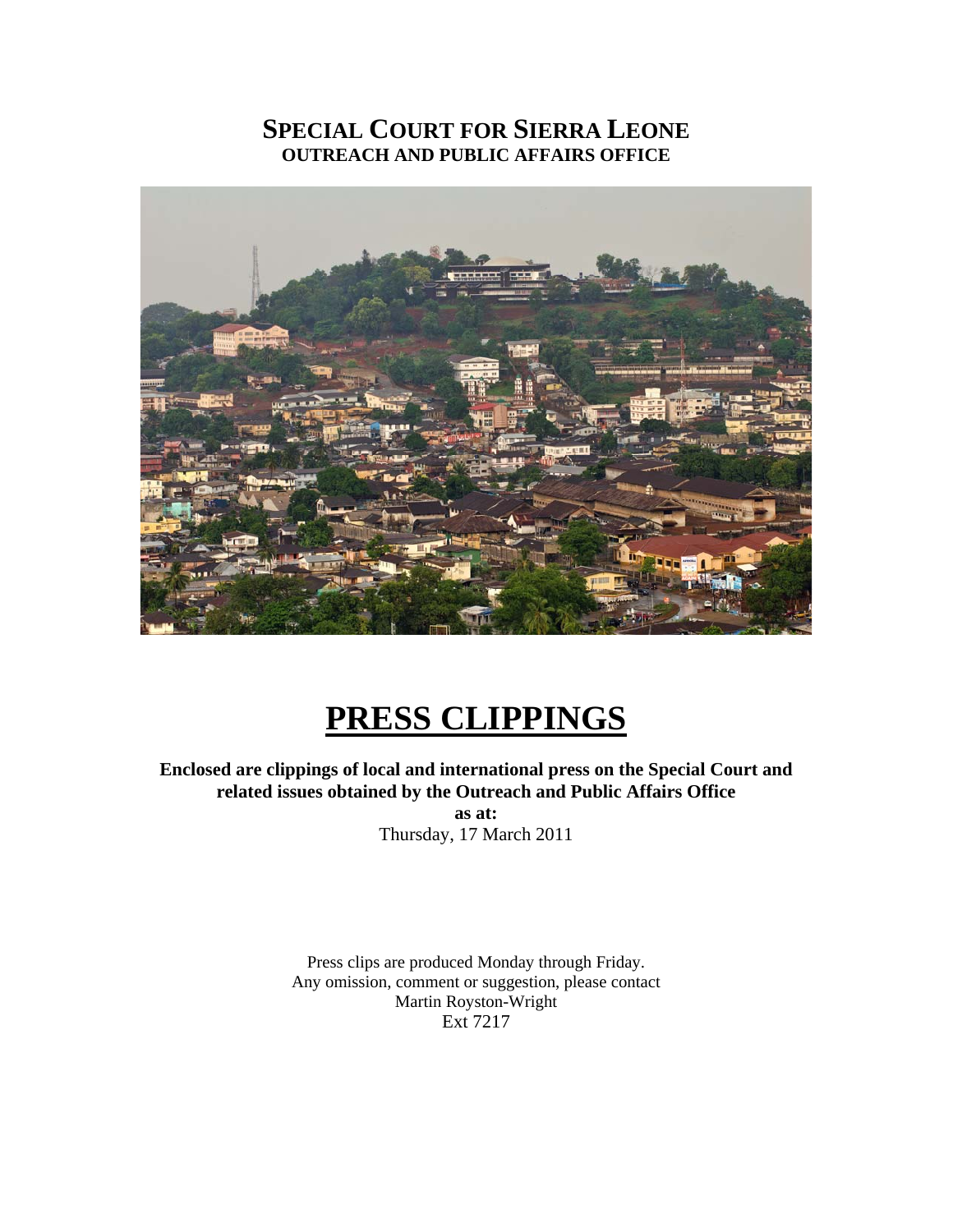# SPECIAL COURT FOR SIERRA LEONE
## OUTREACH AND PUBLIC AFFAIRS OFFICE

# PRESS CLIPPINGS

**Enclosed are clippings of local and international press on the Special Court and related issues obtained by the Outreach and Public Affairs Office**

**as at:**

Thursday, 17 March 2011

Press clips are produced Monday through Friday.
Any omission, comment or suggestion, please contact
Martin Royston-Wright
Ext 7217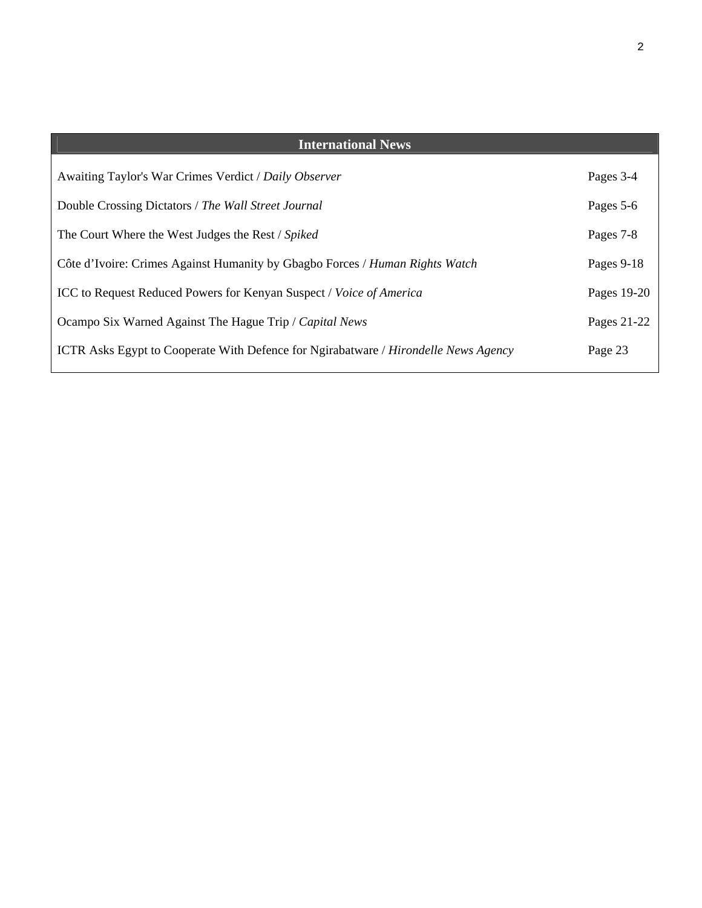## International News

| | |
|---|---|
| Awaiting Taylor's War Crimes Verdict / *Daily Observer* | Pages 3-4 |
| Double Crossing Dictators / *The Wall Street Journal* | Pages 5-6 |
| The Court Where the West Judges the Rest / *Spiked* | Pages 7-8 |
| Côte d'Ivoire: Crimes Against Humanity by Gbagbo Forces / *Human Rights Watch* | Pages 9-18 |
| ICC to Request Reduced Powers for Kenyan Suspect / *Voice of America* | Pages 19-20 |
| Ocampo Six Warned Against The Hague Trip / *Capital News* | Pages 21-22 |
| ICTR Asks Egypt to Cooperate With Defence for Ngirabatware / *Hirondelle News Agency* | Page 23 |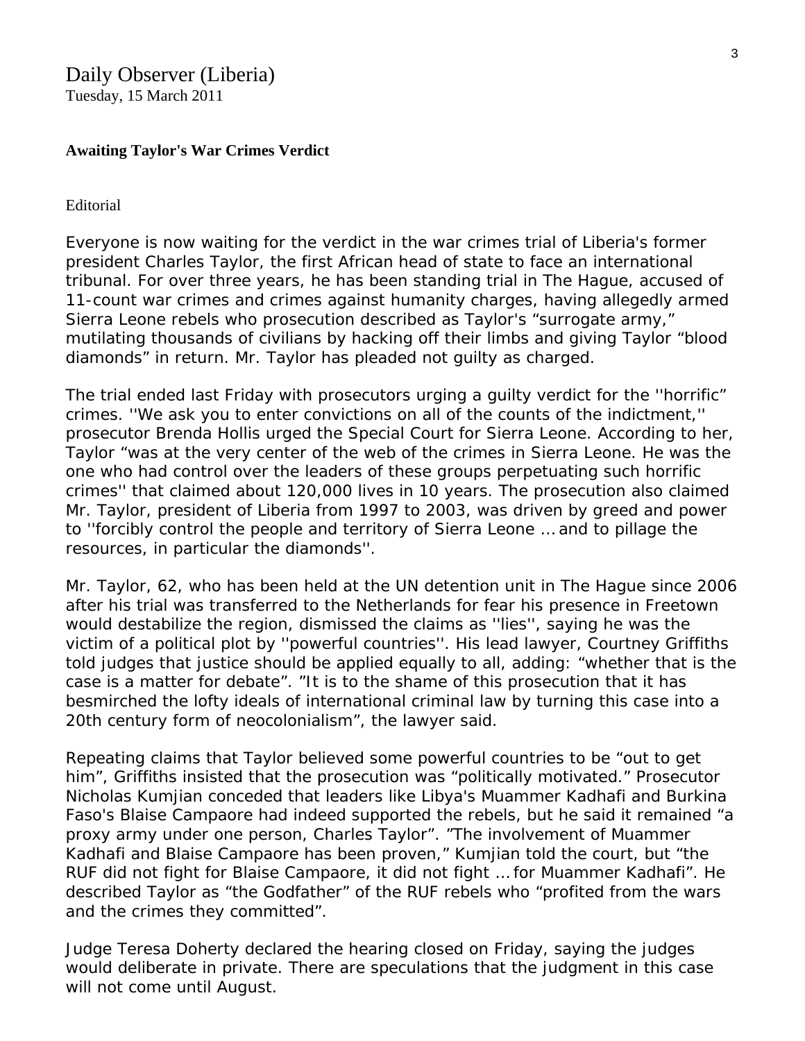Daily Observer (Liberia)
Tuesday, 15 March 2011

**Awaiting Taylor's War Crimes Verdict**

Editorial

Everyone is now waiting for the verdict in the war crimes trial of Liberia's former president Charles Taylor, the first African head of state to face an international tribunal. For over three years, he has been standing trial in The Hague, accused of 11-count war crimes and crimes against humanity charges, having allegedly armed Sierra Leone rebels who prosecution described as Taylor's "surrogate army," mutilating thousands of civilians by hacking off their limbs and giving Taylor "blood diamonds" in return. Mr. Taylor has pleaded not guilty as charged.

The trial ended last Friday with prosecutors urging a guilty verdict for the ''horrific" crimes. ''We ask you to enter convictions on all of the counts of the indictment,'' prosecutor Brenda Hollis urged the Special Court for Sierra Leone. According to her, Taylor "was at the very center of the web of the crimes in Sierra Leone. He was the one who had control over the leaders of these groups perpetuating such horrific crimes'' that claimed about 120,000 lives in 10 years. The prosecution also claimed Mr. Taylor, president of Liberia from 1997 to 2003, was driven by greed and power to ''forcibly control the people and territory of Sierra Leone … and to pillage the resources, in particular the diamonds''.

Mr. Taylor, 62, who has been held at the UN detention unit in The Hague since 2006 after his trial was transferred to the Netherlands for fear his presence in Freetown would destabilize the region, dismissed the claims as ''lies'', saying he was the victim of a political plot by ''powerful countries''. His lead lawyer, Courtney Griffiths told judges that justice should be applied equally to all, adding: "whether that is the case is a matter for debate". "It is to the shame of this prosecution that it has besmirched the lofty ideals of international criminal law by turning this case into a 20th century form of neocolonialism", the lawyer said.

Repeating claims that Taylor believed some powerful countries to be "out to get him", Griffiths insisted that the prosecution was "politically motivated." Prosecutor Nicholas Kumjian conceded that leaders like Libya's Muammer Kadhafi and Burkina Faso's Blaise Campaore had indeed supported the rebels, but he said it remained "a proxy army under one person, Charles Taylor". "The involvement of Muammer Kadhafi and Blaise Campaore has been proven," Kumjian told the court, but "the RUF did not fight for Blaise Campaore, it did not fight … for Muammer Kadhafi". He described Taylor as "the Godfather" of the RUF rebels who "profited from the wars and the crimes they committed".

Judge Teresa Doherty declared the hearing closed on Friday, saying the judges would deliberate in private. There are speculations that the judgment in this case will not come until August.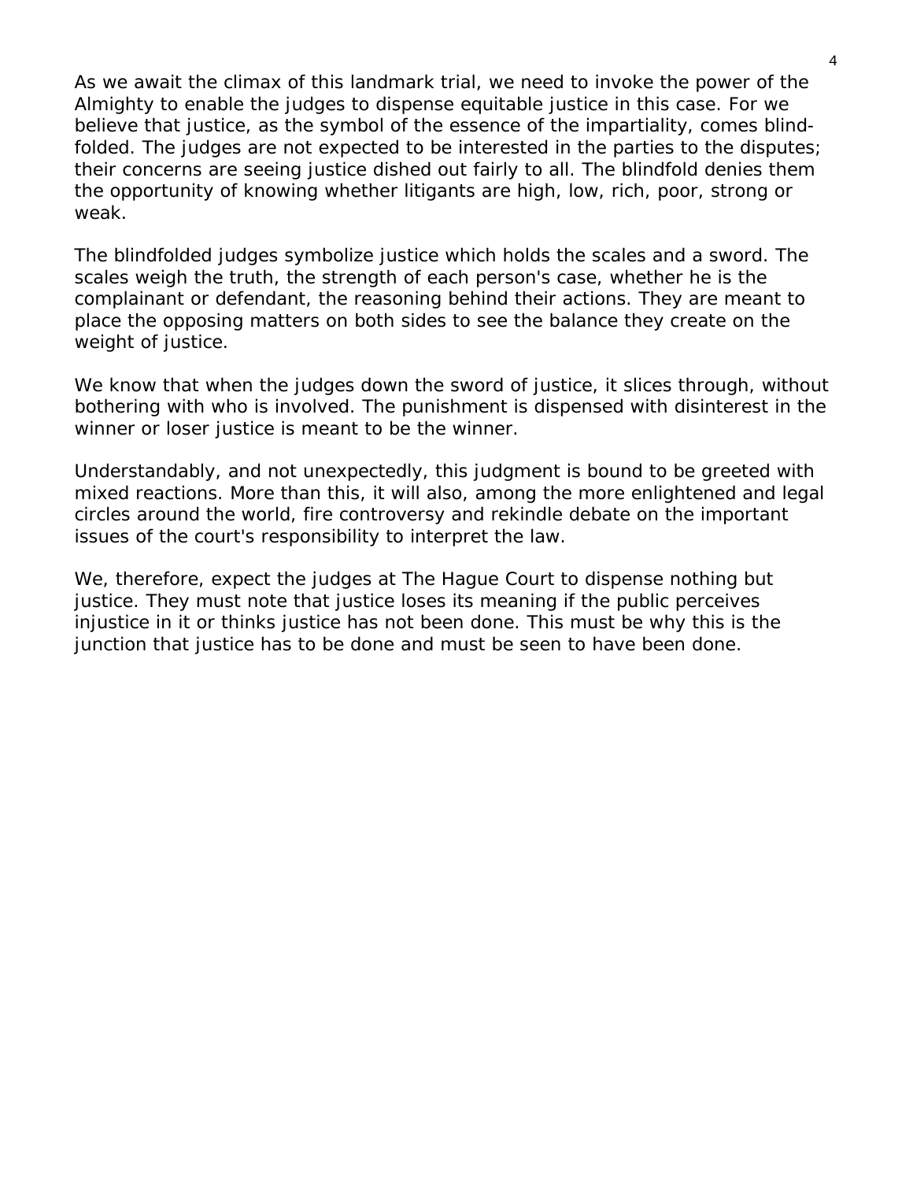As we await the climax of this landmark trial, we need to invoke the power of the Almighty to enable the judges to dispense equitable justice in this case. For we believe that justice, as the symbol of the essence of the impartiality, comes blind-folded. The judges are not expected to be interested in the parties to the disputes; their concerns are seeing justice dished out fairly to all. The blindfold denies them the opportunity of knowing whether litigants are high, low, rich, poor, strong or weak.

The blindfolded judges symbolize justice which holds the scales and a sword. The scales weigh the truth, the strength of each person's case, whether he is the complainant or defendant, the reasoning behind their actions. They are meant to place the opposing matters on both sides to see the balance they create on the weight of justice.

We know that when the judges down the sword of justice, it slices through, without bothering with who is involved. The punishment is dispensed with disinterest in the winner or loser justice is meant to be the winner.

Understandably, and not unexpectedly, this judgment is bound to be greeted with mixed reactions. More than this, it will also, among the more enlightened and legal circles around the world, fire controversy and rekindle debate on the important issues of the court's responsibility to interpret the law.

We, therefore, expect the judges at The Hague Court to dispense nothing but justice. They must note that justice loses its meaning if the public perceives injustice in it or thinks justice has not been done. This must be why this is the junction that justice has to be done and must be seen to have been done.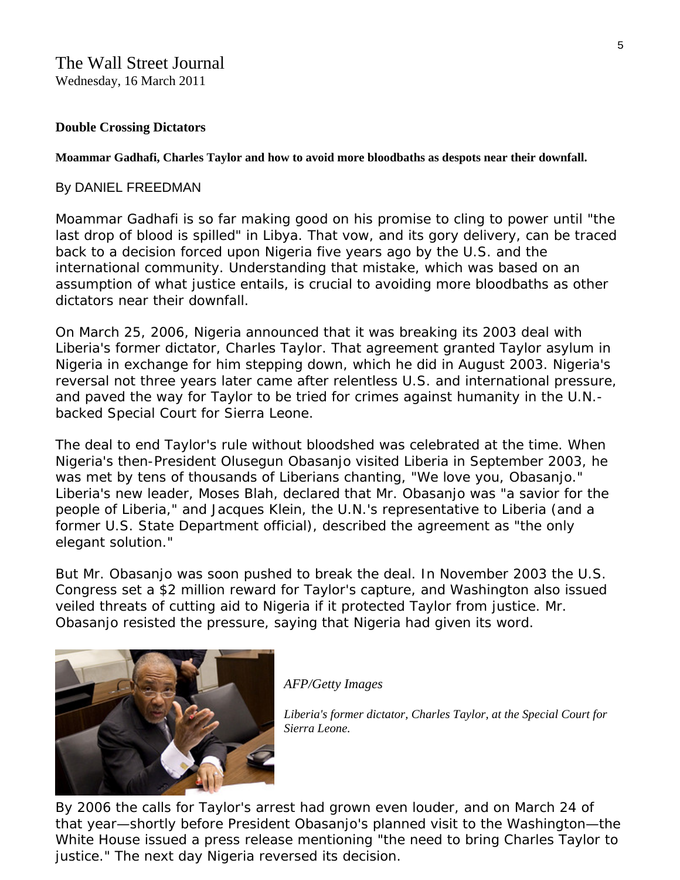The Wall Street Journal
Wednesday, 16 March 2011

**Double Crossing Dictators**

**Moammar Gadhafi, Charles Taylor and how to avoid more bloodbaths as despots near their downfall.**

By DANIEL FREEDMAN

Moammar Gadhafi is so far making good on his promise to cling to power until "the last drop of blood is spilled" in Libya. That vow, and its gory delivery, can be traced back to a decision forced upon Nigeria five years ago by the U.S. and the international community. Understanding that mistake, which was based on an assumption of what justice entails, is crucial to avoiding more bloodbaths as other dictators near their downfall.

On March 25, 2006, Nigeria announced that it was breaking its 2003 deal with Liberia's former dictator, Charles Taylor. That agreement granted Taylor asylum in Nigeria in exchange for him stepping down, which he did in August 2003. Nigeria's reversal not three years later came after relentless U.S. and international pressure, and paved the way for Taylor to be tried for crimes against humanity in the U.N.-backed Special Court for Sierra Leone.

The deal to end Taylor's rule without bloodshed was celebrated at the time. When Nigeria's then-President Olusegun Obasanjo visited Liberia in September 2003, he was met by tens of thousands of Liberians chanting, "We love you, Obasanjo." Liberia's new leader, Moses Blah, declared that Mr. Obasanjo was "a savior for the people of Liberia," and Jacques Klein, the U.N.'s representative to Liberia (and a former U.S. State Department official), described the agreement as "the only elegant solution."

But Mr. Obasanjo was soon pushed to break the deal. In November 2003 the U.S. Congress set a $2 million reward for Taylor's capture, and Washington also issued veiled threats of cutting aid to Nigeria if it protected Taylor from justice. Mr. Obasanjo resisted the pressure, saying that Nigeria had given its word.

*AFP/Getty Images*

*Liberia's former dictator, Charles Taylor, at the Special Court for Sierra Leone.*

By 2006 the calls for Taylor's arrest had grown even louder, and on March 24 of that year—shortly before President Obasanjo's planned visit to the Washington—the White House issued a press release mentioning "the need to bring Charles Taylor to justice." The next day Nigeria reversed its decision.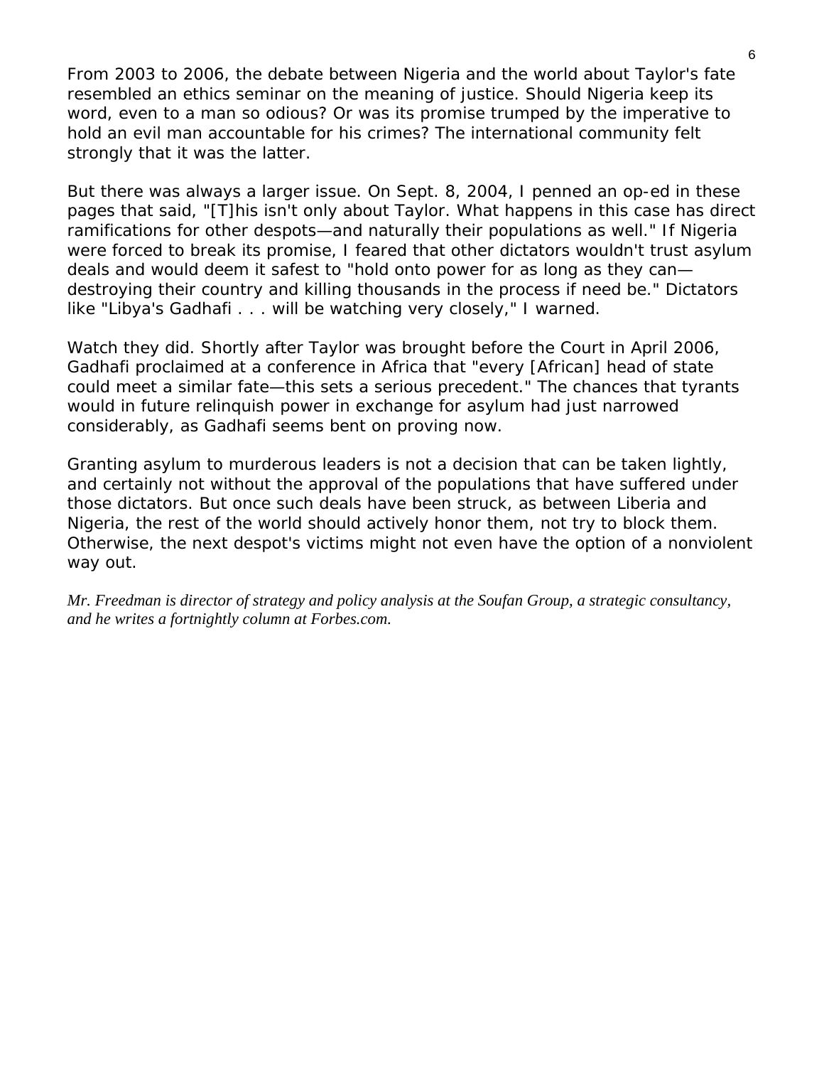From 2003 to 2006, the debate between Nigeria and the world about Taylor's fate resembled an ethics seminar on the meaning of justice. Should Nigeria keep its word, even to a man so odious? Or was its promise trumped by the imperative to hold an evil man accountable for his crimes? The international community felt strongly that it was the latter.

But there was always a larger issue. On Sept. 8, 2004, I penned an op-ed in these pages that said, "[T]his isn't only about Taylor. What happens in this case has direct ramifications for other despots—and naturally their populations as well." If Nigeria were forced to break its promise, I feared that other dictators wouldn't trust asylum deals and would deem it safest to "hold onto power for as long as they can—destroying their country and killing thousands in the process if need be." Dictators like "Libya's Gadhafi . . . will be watching very closely," I warned.

Watch they did. Shortly after Taylor was brought before the Court in April 2006, Gadhafi proclaimed at a conference in Africa that "every [African] head of state could meet a similar fate—this sets a serious precedent." The chances that tyrants would in future relinquish power in exchange for asylum had just narrowed considerably, as Gadhafi seems bent on proving now.

Granting asylum to murderous leaders is not a decision that can be taken lightly, and certainly not without the approval of the populations that have suffered under those dictators. But once such deals have been struck, as between Liberia and Nigeria, the rest of the world should actively honor them, not try to block them. Otherwise, the next despot's victims might not even have the option of a nonviolent way out.

*Mr. Freedman is director of strategy and policy analysis at the Soufan Group, a strategic consultancy, and he writes a fortnightly column at Forbes.com.*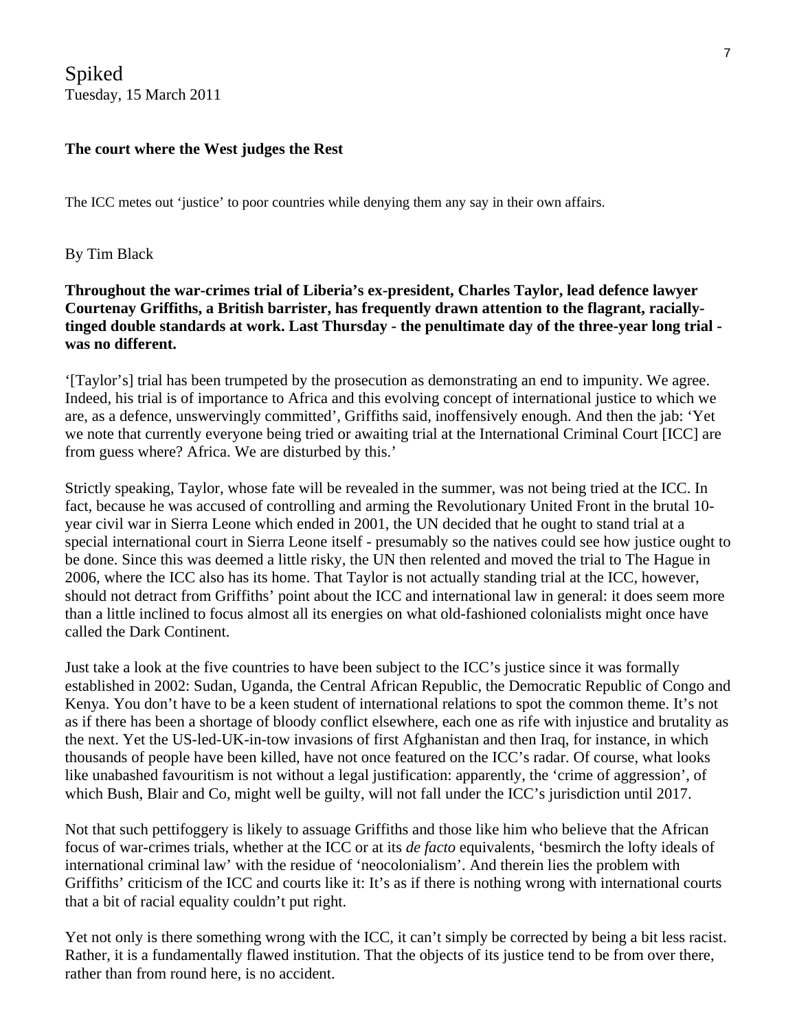Spiked
Tuesday, 15 March 2011

**The court where the West judges the Rest**

The ICC metes out 'justice' to poor countries while denying them any say in their own affairs.

By Tim Black

**Throughout the war-crimes trial of Liberia's ex-president, Charles Taylor, lead defence lawyer Courtenay Griffiths, a British barrister, has frequently drawn attention to the flagrant, racially-tinged double standards at work. Last Thursday - the penultimate day of the three-year long trial - was no different.**

'[Taylor's] trial has been trumpeted by the prosecution as demonstrating an end to impunity. We agree. Indeed, his trial is of importance to Africa and this evolving concept of international justice to which we are, as a defence, unswervingly committed', Griffiths said, inoffensively enough. And then the jab: 'Yet we note that currently everyone being tried or awaiting trial at the International Criminal Court [ICC] are from guess where? Africa. We are disturbed by this.'

Strictly speaking, Taylor, whose fate will be revealed in the summer, was not being tried at the ICC. In fact, because he was accused of controlling and arming the Revolutionary United Front in the brutal 10-year civil war in Sierra Leone which ended in 2001, the UN decided that he ought to stand trial at a special international court in Sierra Leone itself - presumably so the natives could see how justice ought to be done. Since this was deemed a little risky, the UN then relented and moved the trial to The Hague in 2006, where the ICC also has its home. That Taylor is not actually standing trial at the ICC, however, should not detract from Griffiths' point about the ICC and international law in general: it does seem more than a little inclined to focus almost all its energies on what old-fashioned colonialists might once have called the Dark Continent.

Just take a look at the five countries to have been subject to the ICC's justice since it was formally established in 2002: Sudan, Uganda, the Central African Republic, the Democratic Republic of Congo and Kenya. You don't have to be a keen student of international relations to spot the common theme. It's not as if there has been a shortage of bloody conflict elsewhere, each one as rife with injustice and brutality as the next. Yet the US-led-UK-in-tow invasions of first Afghanistan and then Iraq, for instance, in which thousands of people have been killed, have not once featured on the ICC's radar. Of course, what looks like unabashed favouritism is not without a legal justification: apparently, the 'crime of aggression', of which Bush, Blair and Co, might well be guilty, will not fall under the ICC's jurisdiction until 2017.

Not that such pettifoggery is likely to assuage Griffiths and those like him who believe that the African focus of war-crimes trials, whether at the ICC or at its *de facto* equivalents, 'besmirch the lofty ideals of international criminal law' with the residue of 'neocolonialism'. And therein lies the problem with Griffiths' criticism of the ICC and courts like it: It's as if there is nothing wrong with international courts that a bit of racial equality couldn't put right.

Yet not only is there something wrong with the ICC, it can't simply be corrected by being a bit less racist. Rather, it is a fundamentally flawed institution. That the objects of its justice tend to be from over there, rather than from round here, is no accident.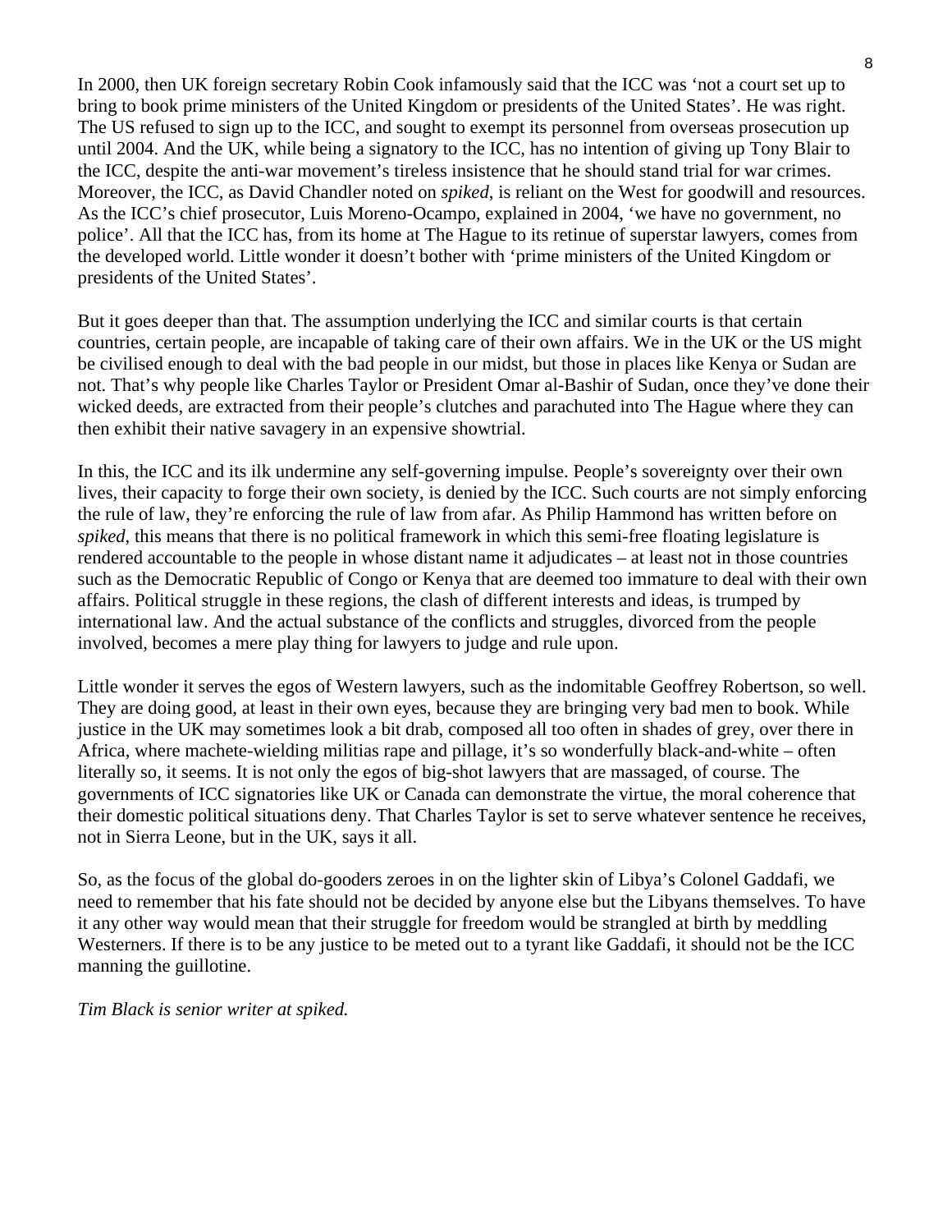In 2000, then UK foreign secretary Robin Cook infamously said that the ICC was 'not a court set up to bring to book prime ministers of the United Kingdom or presidents of the United States'. He was right. The US refused to sign up to the ICC, and sought to exempt its personnel from overseas prosecution up until 2004. And the UK, while being a signatory to the ICC, has no intention of giving up Tony Blair to the ICC, despite the anti-war movement's tireless insistence that he should stand trial for war crimes. Moreover, the ICC, as David Chandler noted on *spiked*, is reliant on the West for goodwill and resources. As the ICC's chief prosecutor, Luis Moreno-Ocampo, explained in 2004, 'we have no government, no police'. All that the ICC has, from its home at The Hague to its retinue of superstar lawyers, comes from the developed world. Little wonder it doesn't bother with 'prime ministers of the United Kingdom or presidents of the United States'.

But it goes deeper than that. The assumption underlying the ICC and similar courts is that certain countries, certain people, are incapable of taking care of their own affairs. We in the UK or the US might be civilised enough to deal with the bad people in our midst, but those in places like Kenya or Sudan are not. That's why people like Charles Taylor or President Omar al-Bashir of Sudan, once they've done their wicked deeds, are extracted from their people's clutches and parachuted into The Hague where they can then exhibit their native savagery in an expensive showtrial.

In this, the ICC and its ilk undermine any self-governing impulse. People's sovereignty over their own lives, their capacity to forge their own society, is denied by the ICC. Such courts are not simply enforcing the rule of law, they're enforcing the rule of law from afar. As Philip Hammond has written before on *spiked*, this means that there is no political framework in which this semi-free floating legislature is rendered accountable to the people in whose distant name it adjudicates – at least not in those countries such as the Democratic Republic of Congo or Kenya that are deemed too immature to deal with their own affairs. Political struggle in these regions, the clash of different interests and ideas, is trumped by international law. And the actual substance of the conflicts and struggles, divorced from the people involved, becomes a mere play thing for lawyers to judge and rule upon.

Little wonder it serves the egos of Western lawyers, such as the indomitable Geoffrey Robertson, so well. They are doing good, at least in their own eyes, because they are bringing very bad men to book. While justice in the UK may sometimes look a bit drab, composed all too often in shades of grey, over there in Africa, where machete-wielding militias rape and pillage, it's so wonderfully black-and-white – often literally so, it seems. It is not only the egos of big-shot lawyers that are massaged, of course. The governments of ICC signatories like UK or Canada can demonstrate the virtue, the moral coherence that their domestic political situations deny. That Charles Taylor is set to serve whatever sentence he receives, not in Sierra Leone, but in the UK, says it all.

So, as the focus of the global do-gooders zeroes in on the lighter skin of Libya's Colonel Gaddafi, we need to remember that his fate should not be decided by anyone else but the Libyans themselves. To have it any other way would mean that their struggle for freedom would be strangled at birth by meddling Westerners. If there is to be any justice to be meted out to a tyrant like Gaddafi, it should not be the ICC manning the guillotine.

*Tim Black is senior writer at spiked.*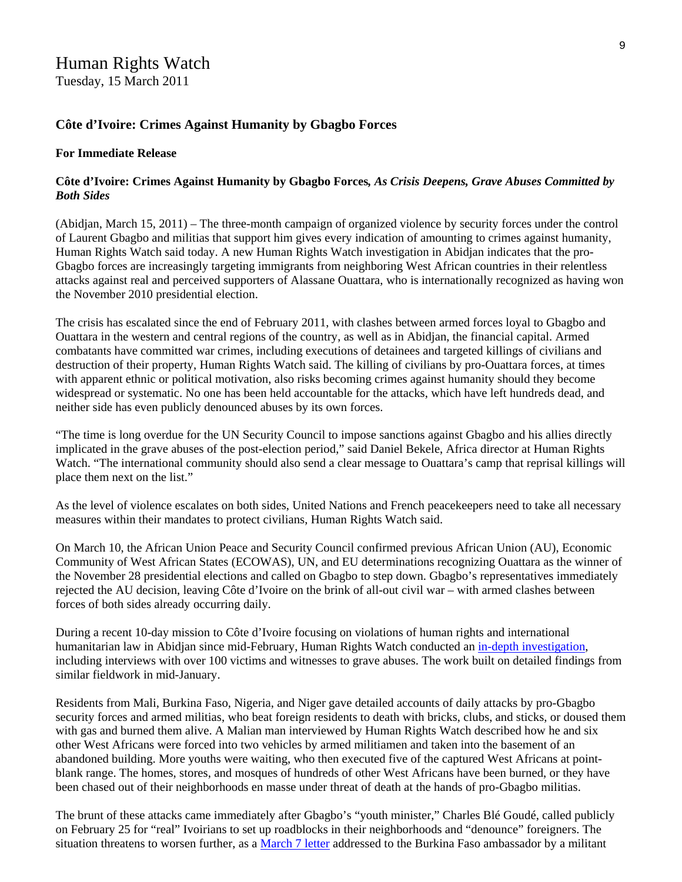# Human Rights Watch

Tuesday, 15 March 2011

### Côte d'Ivoire: Crimes Against Humanity by Gbagbo Forces

**For Immediate Release**

**Côte d'Ivoire: Crimes Against Humanity by Gbagbo Forces*, As Crisis Deepens, Grave Abuses Committed by Both Sides***

(Abidjan, March 15, 2011) – The three-month campaign of organized violence by security forces under the control of Laurent Gbagbo and militias that support him gives every indication of amounting to crimes against humanity, Human Rights Watch said today. A new Human Rights Watch investigation in Abidjan indicates that the pro-Gbagbo forces are increasingly targeting immigrants from neighboring West African countries in their relentless attacks against real and perceived supporters of Alassane Ouattara, who is internationally recognized as having won the November 2010 presidential election.

The crisis has escalated since the end of February 2011, with clashes between armed forces loyal to Gbagbo and Ouattara in the western and central regions of the country, as well as in Abidjan, the financial capital. Armed combatants have committed war crimes, including executions of detainees and targeted killings of civilians and destruction of their property, Human Rights Watch said. The killing of civilians by pro-Ouattara forces, at times with apparent ethnic or political motivation, also risks becoming crimes against humanity should they become widespread or systematic. No one has been held accountable for the attacks, which have left hundreds dead, and neither side has even publicly denounced abuses by its own forces.

"The time is long overdue for the UN Security Council to impose sanctions against Gbagbo and his allies directly implicated in the grave abuses of the post-election period," said Daniel Bekele, Africa director at Human Rights Watch. "The international community should also send a clear message to Ouattara's camp that reprisal killings will place them next on the list."

As the level of violence escalates on both sides, United Nations and French peacekeepers need to take all necessary measures within their mandates to protect civilians, Human Rights Watch said.

On March 10, the African Union Peace and Security Council confirmed previous African Union (AU), Economic Community of West African States (ECOWAS), UN, and EU determinations recognizing Ouattara as the winner of the November 28 presidential elections and called on Gbagbo to step down. Gbagbo's representatives immediately rejected the AU decision, leaving Côte d'Ivoire on the brink of all-out civil war – with armed clashes between forces of both sides already occurring daily.

During a recent 10-day mission to Côte d'Ivoire focusing on violations of human rights and international humanitarian law in Abidjan since mid-February, Human Rights Watch conducted an in-depth investigation, including interviews with over 100 victims and witnesses to grave abuses. The work built on detailed findings from similar fieldwork in mid-January.

Residents from Mali, Burkina Faso, Nigeria, and Niger gave detailed accounts of daily attacks by pro-Gbagbo security forces and armed militias, who beat foreign residents to death with bricks, clubs, and sticks, or doused them with gas and burned them alive. A Malian man interviewed by Human Rights Watch described how he and six other West Africans were forced into two vehicles by armed militiamen and taken into the basement of an abandoned building. More youths were waiting, who then executed five of the captured West Africans at point-blank range. The homes, stores, and mosques of hundreds of other West Africans have been burned, or they have been chased out of their neighborhoods en masse under threat of death at the hands of pro-Gbagbo militias.

The brunt of these attacks came immediately after Gbagbo's "youth minister," Charles Blé Goudé, called publicly on February 25 for "real" Ivoirians to set up roadblocks in their neighborhoods and "denounce" foreigners. The situation threatens to worsen further, as a March 7 letter addressed to the Burkina Faso ambassador by a militant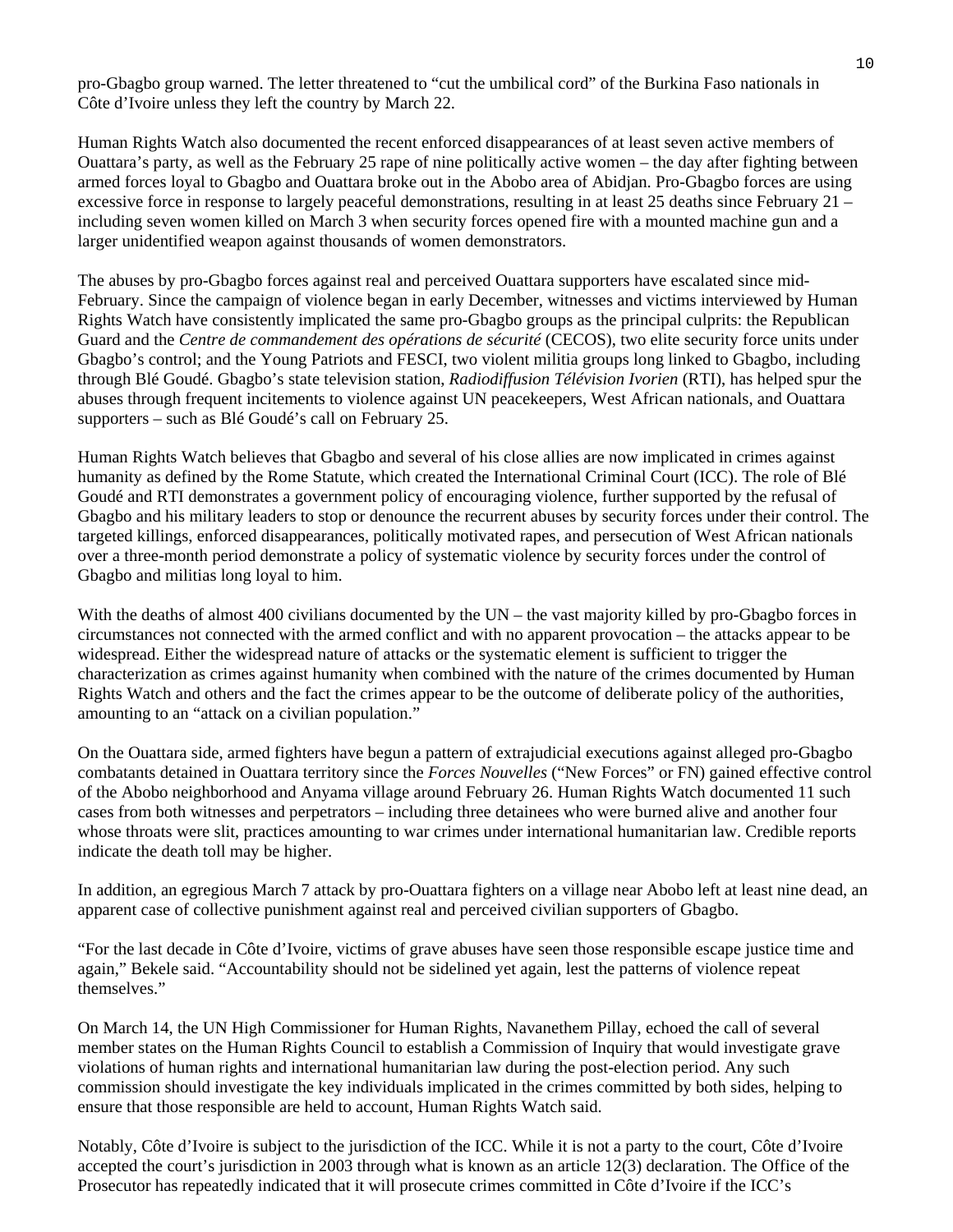pro-Gbagbo group warned. The letter threatened to "cut the umbilical cord" of the Burkina Faso nationals in Côte d'Ivoire unless they left the country by March 22.

Human Rights Watch also documented the recent enforced disappearances of at least seven active members of Ouattara's party, as well as the February 25 rape of nine politically active women – the day after fighting between armed forces loyal to Gbagbo and Ouattara broke out in the Abobo area of Abidjan. Pro-Gbagbo forces are using excessive force in response to largely peaceful demonstrations, resulting in at least 25 deaths since February 21 – including seven women killed on March 3 when security forces opened fire with a mounted machine gun and a larger unidentified weapon against thousands of women demonstrators.

The abuses by pro-Gbagbo forces against real and perceived Ouattara supporters have escalated since mid-February. Since the campaign of violence began in early December, witnesses and victims interviewed by Human Rights Watch have consistently implicated the same pro-Gbagbo groups as the principal culprits: the Republican Guard and the *Centre de commandement des opérations de sécurité* (CECOS), two elite security force units under Gbagbo's control; and the Young Patriots and FESCI, two violent militia groups long linked to Gbagbo, including through Blé Goudé. Gbagbo's state television station, *Radiodiffusion Télévision Ivorien* (RTI), has helped spur the abuses through frequent incitements to violence against UN peacekeepers, West African nationals, and Ouattara supporters – such as Blé Goudé's call on February 25.

Human Rights Watch believes that Gbagbo and several of his close allies are now implicated in crimes against humanity as defined by the Rome Statute, which created the International Criminal Court (ICC). The role of Blé Goudé and RTI demonstrates a government policy of encouraging violence, further supported by the refusal of Gbagbo and his military leaders to stop or denounce the recurrent abuses by security forces under their control. The targeted killings, enforced disappearances, politically motivated rapes, and persecution of West African nationals over a three-month period demonstrate a policy of systematic violence by security forces under the control of Gbagbo and militias long loyal to him.

With the deaths of almost 400 civilians documented by the UN – the vast majority killed by pro-Gbagbo forces in circumstances not connected with the armed conflict and with no apparent provocation – the attacks appear to be widespread. Either the widespread nature of attacks or the systematic element is sufficient to trigger the characterization as crimes against humanity when combined with the nature of the crimes documented by Human Rights Watch and others and the fact the crimes appear to be the outcome of deliberate policy of the authorities, amounting to an "attack on a civilian population."

On the Ouattara side, armed fighters have begun a pattern of extrajudicial executions against alleged pro-Gbagbo combatants detained in Ouattara territory since the *Forces Nouvelles* ("New Forces" or FN) gained effective control of the Abobo neighborhood and Anyama village around February 26. Human Rights Watch documented 11 such cases from both witnesses and perpetrators – including three detainees who were burned alive and another four whose throats were slit, practices amounting to war crimes under international humanitarian law. Credible reports indicate the death toll may be higher.

In addition, an egregious March 7 attack by pro-Ouattara fighters on a village near Abobo left at least nine dead, an apparent case of collective punishment against real and perceived civilian supporters of Gbagbo.

"For the last decade in Côte d'Ivoire, victims of grave abuses have seen those responsible escape justice time and again," Bekele said. "Accountability should not be sidelined yet again, lest the patterns of violence repeat themselves."

On March 14, the UN High Commissioner for Human Rights, Navanethem Pillay, echoed the call of several member states on the Human Rights Council to establish a Commission of Inquiry that would investigate grave violations of human rights and international humanitarian law during the post-election period. Any such commission should investigate the key individuals implicated in the crimes committed by both sides, helping to ensure that those responsible are held to account, Human Rights Watch said.

Notably, Côte d'Ivoire is subject to the jurisdiction of the ICC. While it is not a party to the court, Côte d'Ivoire accepted the court's jurisdiction in 2003 through what is known as an article 12(3) declaration. The Office of the Prosecutor has repeatedly indicated that it will prosecute crimes committed in Côte d'Ivoire if the ICC's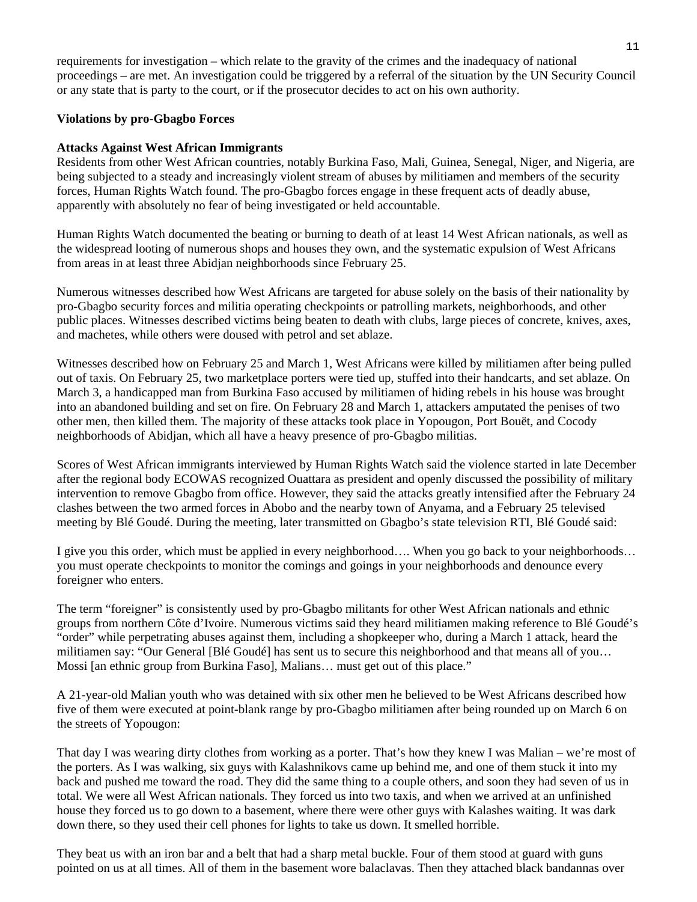requirements for investigation – which relate to the gravity of the crimes and the inadequacy of national proceedings – are met. An investigation could be triggered by a referral of the situation by the UN Security Council or any state that is party to the court, or if the prosecutor decides to act on his own authority.

## Violations by pro-Gbagbo Forces

### Attacks Against West African Immigrants

Residents from other West African countries, notably Burkina Faso, Mali, Guinea, Senegal, Niger, and Nigeria, are being subjected to a steady and increasingly violent stream of abuses by militiamen and members of the security forces, Human Rights Watch found. The pro-Gbagbo forces engage in these frequent acts of deadly abuse, apparently with absolutely no fear of being investigated or held accountable.

Human Rights Watch documented the beating or burning to death of at least 14 West African nationals, as well as the widespread looting of numerous shops and houses they own, and the systematic expulsion of West Africans from areas in at least three Abidjan neighborhoods since February 25.

Numerous witnesses described how West Africans are targeted for abuse solely on the basis of their nationality by pro-Gbagbo security forces and militia operating checkpoints or patrolling markets, neighborhoods, and other public places. Witnesses described victims being beaten to death with clubs, large pieces of concrete, knives, axes, and machetes, while others were doused with petrol and set ablaze.

Witnesses described how on February 25 and March 1, West Africans were killed by militiamen after being pulled out of taxis. On February 25, two marketplace porters were tied up, stuffed into their handcarts, and set ablaze. On March 3, a handicapped man from Burkina Faso accused by militiamen of hiding rebels in his house was brought into an abandoned building and set on fire. On February 28 and March 1, attackers amputated the penises of two other men, then killed them. The majority of these attacks took place in Yopougon, Port Bouët, and Cocody neighborhoods of Abidjan, which all have a heavy presence of pro-Gbagbo militias.

Scores of West African immigrants interviewed by Human Rights Watch said the violence started in late December after the regional body ECOWAS recognized Ouattara as president and openly discussed the possibility of military intervention to remove Gbagbo from office. However, they said the attacks greatly intensified after the February 24 clashes between the two armed forces in Abobo and the nearby town of Anyama, and a February 25 televised meeting by Blé Goudé. During the meeting, later transmitted on Gbagbo's state television RTI, Blé Goudé said:

> I give you this order, which must be applied in every neighborhood…. When you go back to your neighborhoods… you must operate checkpoints to monitor the comings and goings in your neighborhoods and denounce every foreigner who enters.

The term "foreigner" is consistently used by pro-Gbagbo militants for other West African nationals and ethnic groups from northern Côte d'Ivoire. Numerous victims said they heard militiamen making reference to Blé Goudé's "order" while perpetrating abuses against them, including a shopkeeper who, during a March 1 attack, heard the militiamen say: "Our General [Blé Goudé] has sent us to secure this neighborhood and that means all of you… Mossi [an ethnic group from Burkina Faso], Malians… must get out of this place."

A 21-year-old Malian youth who was detained with six other men he believed to be West Africans described how five of them were executed at point-blank range by pro-Gbagbo militiamen after being rounded up on March 6 on the streets of Yopougon:

> That day I was wearing dirty clothes from working as a porter. That's how they knew I was Malian – we're most of the porters. As I was walking, six guys with Kalashnikovs came up behind me, and one of them stuck it into my back and pushed me toward the road. They did the same thing to a couple others, and soon they had seven of us in total. We were all West African nationals. They forced us into two taxis, and when we arrived at an unfinished house they forced us to go down to a basement, where there were other guys with Kalashes waiting. It was dark down there, so they used their cell phones for lights to take us down. It smelled horrible.
>
> They beat us with an iron bar and a belt that had a sharp metal buckle. Four of them stood at guard with guns pointed on us at all times. All of them in the basement wore balaclavas. Then they attached black bandannas over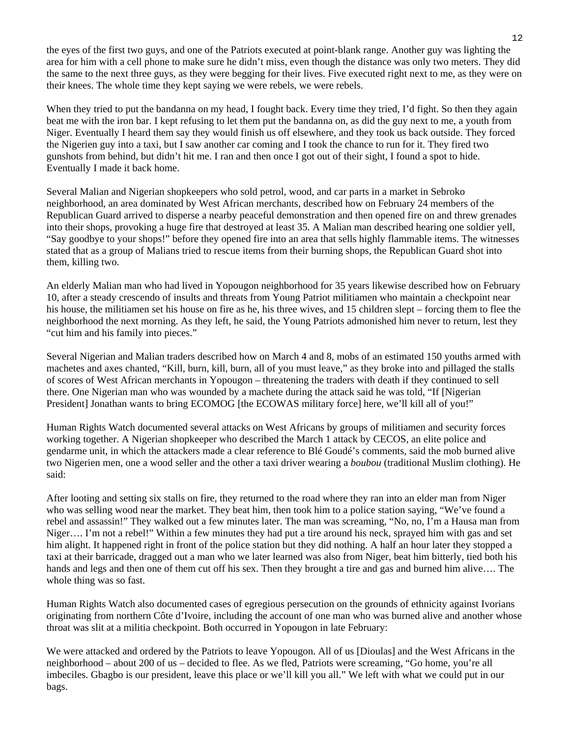the eyes of the first two guys, and one of the Patriots executed at point-blank range. Another guy was lighting the area for him with a cell phone to make sure he didn't miss, even though the distance was only two meters. They did the same to the next three guys, as they were begging for their lives. Five executed right next to me, as they were on their knees. The whole time they kept saying we were rebels, we were rebels.

When they tried to put the bandanna on my head, I fought back. Every time they tried, I'd fight. So then they again beat me with the iron bar. I kept refusing to let them put the bandanna on, as did the guy next to me, a youth from Niger. Eventually I heard them say they would finish us off elsewhere, and they took us back outside. They forced the Nigerien guy into a taxi, but I saw another car coming and I took the chance to run for it. They fired two gunshots from behind, but didn't hit me. I ran and then once I got out of their sight, I found a spot to hide. Eventually I made it back home.

Several Malian and Nigerian shopkeepers who sold petrol, wood, and car parts in a market in Sebroko neighborhood, an area dominated by West African merchants, described how on February 24 members of the Republican Guard arrived to disperse a nearby peaceful demonstration and then opened fire on and threw grenades into their shops, provoking a huge fire that destroyed at least 35. A Malian man described hearing one soldier yell, "Say goodbye to your shops!" before they opened fire into an area that sells highly flammable items. The witnesses stated that as a group of Malians tried to rescue items from their burning shops, the Republican Guard shot into them, killing two.

An elderly Malian man who had lived in Yopougon neighborhood for 35 years likewise described how on February 10, after a steady crescendo of insults and threats from Young Patriot militiamen who maintain a checkpoint near his house, the militiamen set his house on fire as he, his three wives, and 15 children slept – forcing them to flee the neighborhood the next morning. As they left, he said, the Young Patriots admonished him never to return, lest they "cut him and his family into pieces."

Several Nigerian and Malian traders described how on March 4 and 8, mobs of an estimated 150 youths armed with machetes and axes chanted, "Kill, burn, kill, burn, all of you must leave," as they broke into and pillaged the stalls of scores of West African merchants in Yopougon – threatening the traders with death if they continued to sell there. One Nigerian man who was wounded by a machete during the attack said he was told, "If [Nigerian President] Jonathan wants to bring ECOMOG [the ECOWAS military force] here, we'll kill all of you!"

Human Rights Watch documented several attacks on West Africans by groups of militiamen and security forces working together. A Nigerian shopkeeper who described the March 1 attack by CECOS, an elite police and gendarme unit, in which the attackers made a clear reference to Blé Goudé's comments, said the mob burned alive two Nigerien men, one a wood seller and the other a taxi driver wearing a *boubou* (traditional Muslim clothing). He said:

After looting and setting six stalls on fire, they returned to the road where they ran into an elder man from Niger who was selling wood near the market. They beat him, then took him to a police station saying, "We've found a rebel and assassin!" They walked out a few minutes later. The man was screaming, "No, no, I'm a Hausa man from Niger…. I'm not a rebel!" Within a few minutes they had put a tire around his neck, sprayed him with gas and set him alight. It happened right in front of the police station but they did nothing. A half an hour later they stopped a taxi at their barricade, dragged out a man who we later learned was also from Niger, beat him bitterly, tied both his hands and legs and then one of them cut off his sex. Then they brought a tire and gas and burned him alive…. The whole thing was so fast.

Human Rights Watch also documented cases of egregious persecution on the grounds of ethnicity against Ivorians originating from northern Côte d'Ivoire, including the account of one man who was burned alive and another whose throat was slit at a militia checkpoint. Both occurred in Yopougon in late February:

We were attacked and ordered by the Patriots to leave Yopougon. All of us [Dioulas] and the West Africans in the neighborhood – about 200 of us – decided to flee. As we fled, Patriots were screaming, "Go home, you're all imbeciles. Gbagbo is our president, leave this place or we'll kill you all." We left with what we could put in our bags.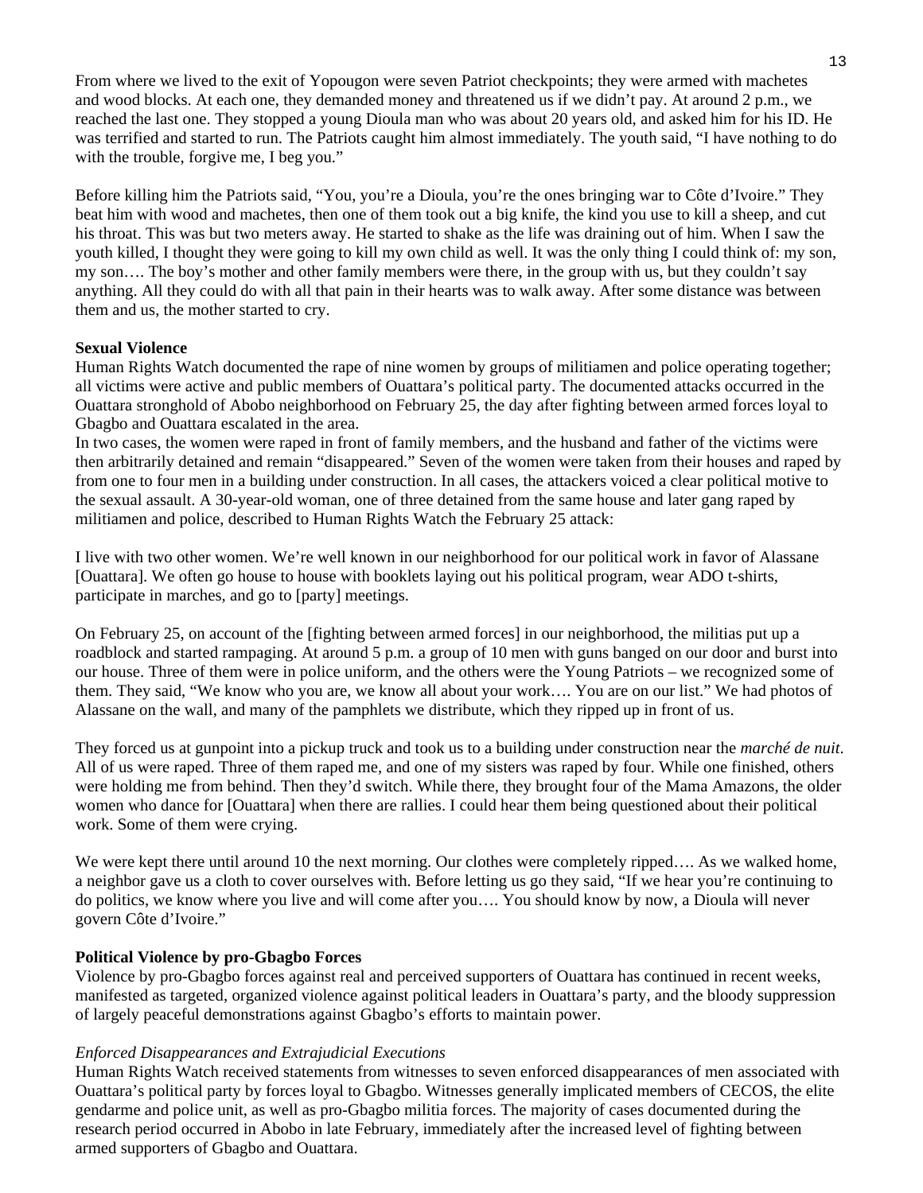From where we lived to the exit of Yopougon were seven Patriot checkpoints; they were armed with machetes and wood blocks. At each one, they demanded money and threatened us if we didn't pay. At around 2 p.m., we reached the last one. They stopped a young Dioula man who was about 20 years old, and asked him for his ID. He was terrified and started to run. The Patriots caught him almost immediately. The youth said, "I have nothing to do with the trouble, forgive me, I beg you."

Before killing him the Patriots said, "You, you're a Dioula, you're the ones bringing war to Côte d'Ivoire." They beat him with wood and machetes, then one of them took out a big knife, the kind you use to kill a sheep, and cut his throat. This was but two meters away. He started to shake as the life was draining out of him. When I saw the youth killed, I thought they were going to kill my own child as well. It was the only thing I could think of: my son, my son…. The boy's mother and other family members were there, in the group with us, but they couldn't say anything. All they could do with all that pain in their hearts was to walk away. After some distance was between them and us, the mother started to cry.

**Sexual Violence**

Human Rights Watch documented the rape of nine women by groups of militiamen and police operating together; all victims were active and public members of Ouattara's political party. The documented attacks occurred in the Ouattara stronghold of Abobo neighborhood on February 25, the day after fighting between armed forces loyal to Gbagbo and Ouattara escalated in the area.

In two cases, the women were raped in front of family members, and the husband and father of the victims were then arbitrarily detained and remain "disappeared." Seven of the women were taken from their houses and raped by from one to four men in a building under construction. In all cases, the attackers voiced a clear political motive to the sexual assault. A 30-year-old woman, one of three detained from the same house and later gang raped by militiamen and police, described to Human Rights Watch the February 25 attack:

I live with two other women. We're well known in our neighborhood for our political work in favor of Alassane [Ouattara]. We often go house to house with booklets laying out his political program, wear ADO t-shirts, participate in marches, and go to [party] meetings.

On February 25, on account of the [fighting between armed forces] in our neighborhood, the militias put up a roadblock and started rampaging. At around 5 p.m. a group of 10 men with guns banged on our door and burst into our house. Three of them were in police uniform, and the others were the Young Patriots – we recognized some of them. They said, "We know who you are, we know all about your work…. You are on our list." We had photos of Alassane on the wall, and many of the pamphlets we distribute, which they ripped up in front of us.

They forced us at gunpoint into a pickup truck and took us to a building under construction near the *marché de nuit*. All of us were raped. Three of them raped me, and one of my sisters was raped by four. While one finished, others were holding me from behind. Then they'd switch. While there, they brought four of the Mama Amazons, the older women who dance for [Ouattara] when there are rallies. I could hear them being questioned about their political work. Some of them were crying.

We were kept there until around 10 the next morning. Our clothes were completely ripped…. As we walked home, a neighbor gave us a cloth to cover ourselves with. Before letting us go they said, "If we hear you're continuing to do politics, we know where you live and will come after you…. You should know by now, a Dioula will never govern Côte d'Ivoire."

**Political Violence by pro-Gbagbo Forces**

Violence by pro-Gbagbo forces against real and perceived supporters of Ouattara has continued in recent weeks, manifested as targeted, organized violence against political leaders in Ouattara's party, and the bloody suppression of largely peaceful demonstrations against Gbagbo's efforts to maintain power.

*Enforced Disappearances and Extrajudicial Executions*

Human Rights Watch received statements from witnesses to seven enforced disappearances of men associated with Ouattara's political party by forces loyal to Gbagbo. Witnesses generally implicated members of CECOS, the elite gendarme and police unit, as well as pro-Gbagbo militia forces. The majority of cases documented during the research period occurred in Abobo in late February, immediately after the increased level of fighting between armed supporters of Gbagbo and Ouattara.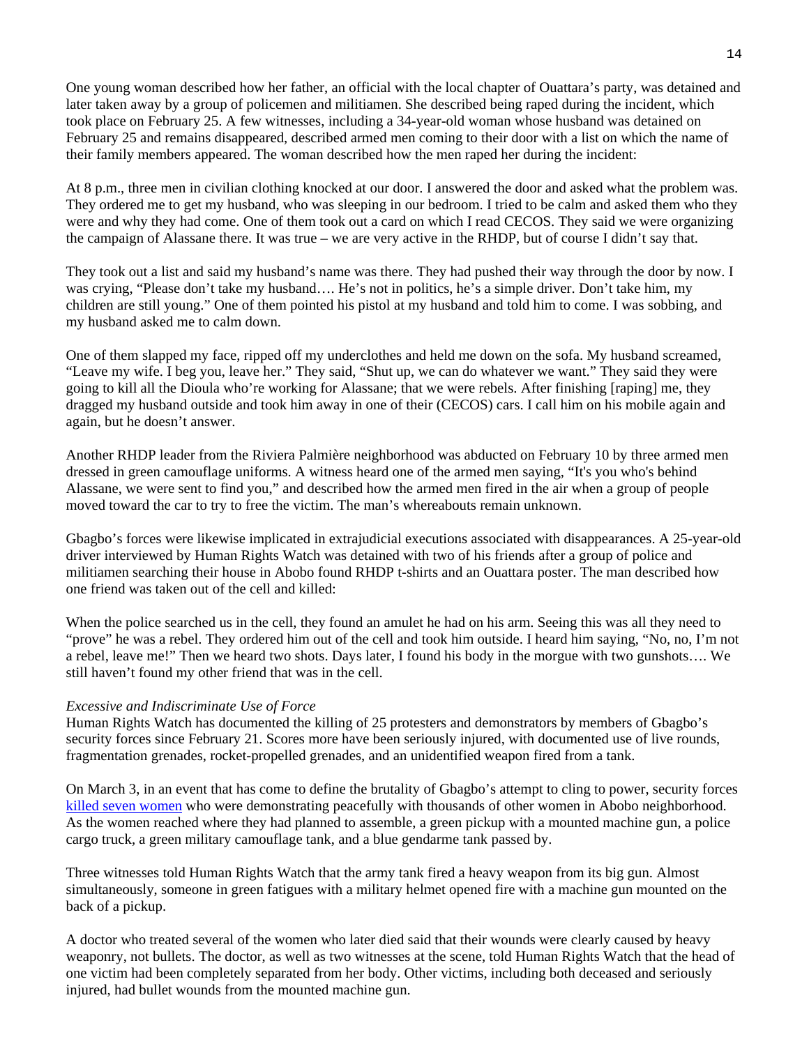One young woman described how her father, an official with the local chapter of Ouattara's party, was detained and later taken away by a group of policemen and militiamen. She described being raped during the incident, which took place on February 25. A few witnesses, including a 34-year-old woman whose husband was detained on February 25 and remains disappeared, described armed men coming to their door with a list on which the name of their family members appeared. The woman described how the men raped her during the incident:

At 8 p.m., three men in civilian clothing knocked at our door. I answered the door and asked what the problem was. They ordered me to get my husband, who was sleeping in our bedroom. I tried to be calm and asked them who they were and why they had come. One of them took out a card on which I read CECOS. They said we were organizing the campaign of Alassane there. It was true – we are very active in the RHDP, but of course I didn't say that.

They took out a list and said my husband's name was there. They had pushed their way through the door by now. I was crying, "Please don't take my husband…. He's not in politics, he's a simple driver. Don't take him, my children are still young." One of them pointed his pistol at my husband and told him to come. I was sobbing, and my husband asked me to calm down.

One of them slapped my face, ripped off my underclothes and held me down on the sofa. My husband screamed, "Leave my wife. I beg you, leave her." They said, "Shut up, we can do whatever we want." They said they were going to kill all the Dioula who're working for Alassane; that we were rebels. After finishing [raping] me, they dragged my husband outside and took him away in one of their (CECOS) cars. I call him on his mobile again and again, but he doesn't answer.

Another RHDP leader from the Riviera Palmière neighborhood was abducted on February 10 by three armed men dressed in green camouflage uniforms. A witness heard one of the armed men saying, "It's you who's behind Alassane, we were sent to find you," and described how the armed men fired in the air when a group of people moved toward the car to try to free the victim. The man's whereabouts remain unknown.

Gbagbo's forces were likewise implicated in extrajudicial executions associated with disappearances. A 25-year-old driver interviewed by Human Rights Watch was detained with two of his friends after a group of police and militiamen searching their house in Abobo found RHDP t-shirts and an Ouattara poster. The man described how one friend was taken out of the cell and killed:

When the police searched us in the cell, they found an amulet he had on his arm. Seeing this was all they need to "prove" he was a rebel. They ordered him out of the cell and took him outside. I heard him saying, "No, no, I'm not a rebel, leave me!" Then we heard two shots. Days later, I found his body in the morgue with two gunshots…. We still haven't found my other friend that was in the cell.

*Excessive and Indiscriminate Use of Force*

Human Rights Watch has documented the killing of 25 protesters and demonstrators by members of Gbagbo's security forces since February 21. Scores more have been seriously injured, with documented use of live rounds, fragmentation grenades, rocket-propelled grenades, and an unidentified weapon fired from a tank.

On March 3, in an event that has come to define the brutality of Gbagbo's attempt to cling to power, security forces killed seven women who were demonstrating peacefully with thousands of other women in Abobo neighborhood. As the women reached where they had planned to assemble, a green pickup with a mounted machine gun, a police cargo truck, a green military camouflage tank, and a blue gendarme tank passed by.

Three witnesses told Human Rights Watch that the army tank fired a heavy weapon from its big gun. Almost simultaneously, someone in green fatigues with a military helmet opened fire with a machine gun mounted on the back of a pickup.

A doctor who treated several of the women who later died said that their wounds were clearly caused by heavy weaponry, not bullets. The doctor, as well as two witnesses at the scene, told Human Rights Watch that the head of one victim had been completely separated from her body. Other victims, including both deceased and seriously injured, had bullet wounds from the mounted machine gun.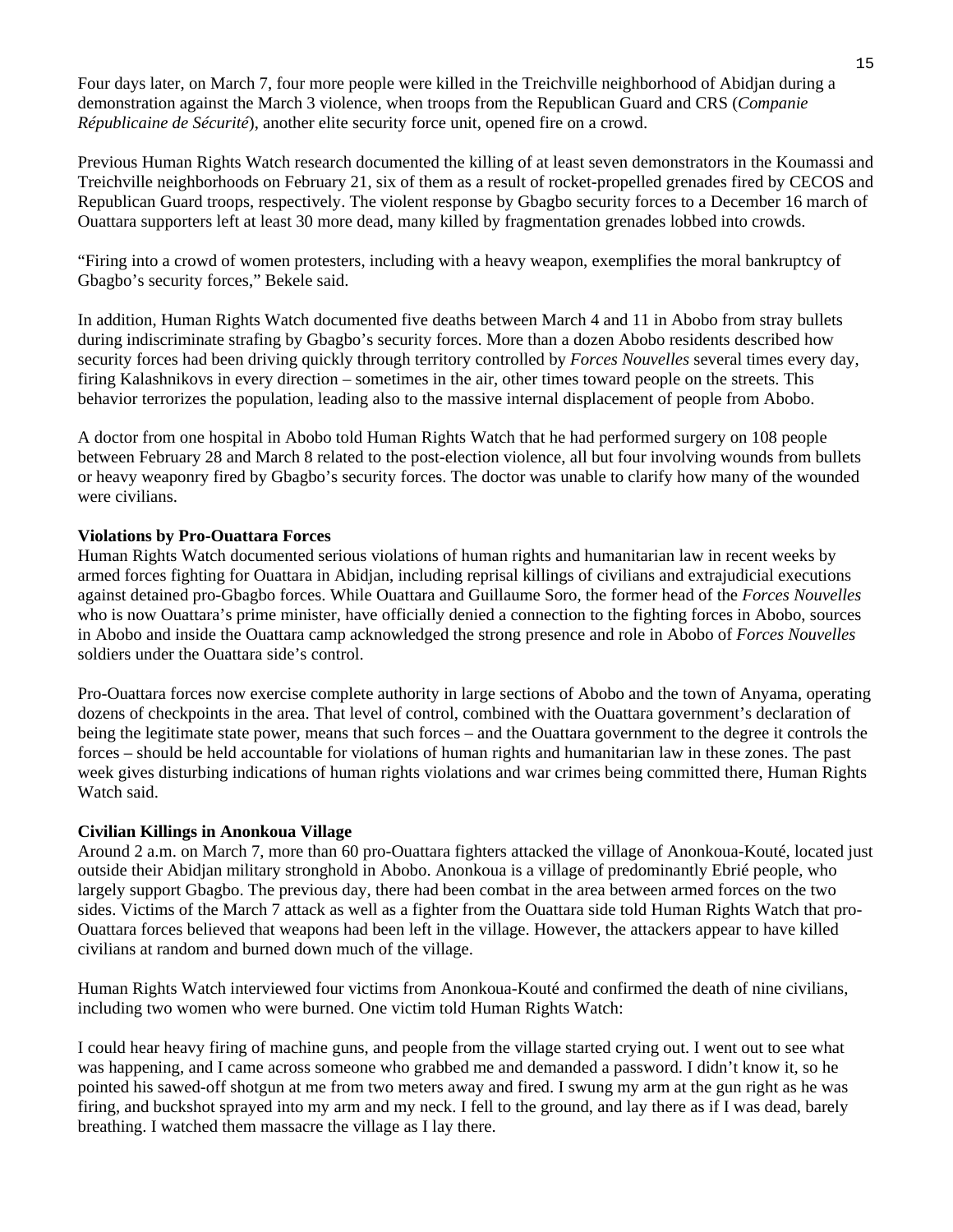Four days later, on March 7, four more people were killed in the Treichville neighborhood of Abidjan during a demonstration against the March 3 violence, when troops from the Republican Guard and CRS (*Companie Républicaine de Sécurité*), another elite security force unit, opened fire on a crowd.

Previous Human Rights Watch research documented the killing of at least seven demonstrators in the Koumassi and Treichville neighborhoods on February 21, six of them as a result of rocket-propelled grenades fired by CECOS and Republican Guard troops, respectively. The violent response by Gbagbo security forces to a December 16 march of Ouattara supporters left at least 30 more dead, many killed by fragmentation grenades lobbed into crowds.

"Firing into a crowd of women protesters, including with a heavy weapon, exemplifies the moral bankruptcy of Gbagbo's security forces," Bekele said.

In addition, Human Rights Watch documented five deaths between March 4 and 11 in Abobo from stray bullets during indiscriminate strafing by Gbagbo's security forces. More than a dozen Abobo residents described how security forces had been driving quickly through territory controlled by *Forces Nouvelles* several times every day, firing Kalashnikovs in every direction – sometimes in the air, other times toward people on the streets. This behavior terrorizes the population, leading also to the massive internal displacement of people from Abobo.

A doctor from one hospital in Abobo told Human Rights Watch that he had performed surgery on 108 people between February 28 and March 8 related to the post-election violence, all but four involving wounds from bullets or heavy weaponry fired by Gbagbo's security forces. The doctor was unable to clarify how many of the wounded were civilians.

**Violations by Pro-Ouattara Forces**

Human Rights Watch documented serious violations of human rights and humanitarian law in recent weeks by armed forces fighting for Ouattara in Abidjan, including reprisal killings of civilians and extrajudicial executions against detained pro-Gbagbo forces. While Ouattara and Guillaume Soro, the former head of the *Forces Nouvelles* who is now Ouattara's prime minister, have officially denied a connection to the fighting forces in Abobo, sources in Abobo and inside the Ouattara camp acknowledged the strong presence and role in Abobo of *Forces Nouvelles* soldiers under the Ouattara side's control.

Pro-Ouattara forces now exercise complete authority in large sections of Abobo and the town of Anyama, operating dozens of checkpoints in the area. That level of control, combined with the Ouattara government's declaration of being the legitimate state power, means that such forces – and the Ouattara government to the degree it controls the forces – should be held accountable for violations of human rights and humanitarian law in these zones. The past week gives disturbing indications of human rights violations and war crimes being committed there, Human Rights Watch said.

**Civilian Killings in Anonkoua Village**

Around 2 a.m. on March 7, more than 60 pro-Ouattara fighters attacked the village of Anonkoua-Kouté, located just outside their Abidjan military stronghold in Abobo. Anonkoua is a village of predominantly Ebrié people, who largely support Gbagbo. The previous day, there had been combat in the area between armed forces on the two sides. Victims of the March 7 attack as well as a fighter from the Ouattara side told Human Rights Watch that pro-Ouattara forces believed that weapons had been left in the village. However, the attackers appear to have killed civilians at random and burned down much of the village.

Human Rights Watch interviewed four victims from Anonkoua-Kouté and confirmed the death of nine civilians, including two women who were burned. One victim told Human Rights Watch:

I could hear heavy firing of machine guns, and people from the village started crying out. I went out to see what was happening, and I came across someone who grabbed me and demanded a password. I didn't know it, so he pointed his sawed-off shotgun at me from two meters away and fired. I swung my arm at the gun right as he was firing, and buckshot sprayed into my arm and my neck. I fell to the ground, and lay there as if I was dead, barely breathing. I watched them massacre the village as I lay there.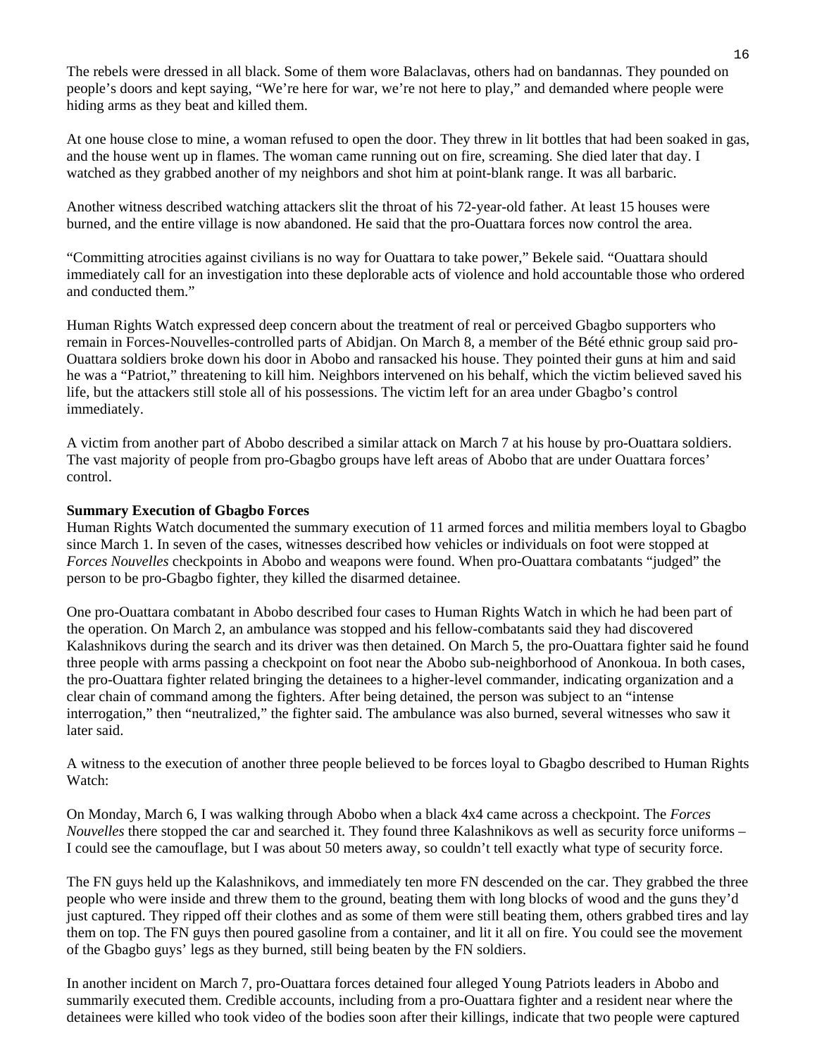The rebels were dressed in all black. Some of them wore Balaclavas, others had on bandannas. They pounded on people's doors and kept saying, "We're here for war, we're not here to play," and demanded where people were hiding arms as they beat and killed them.

At one house close to mine, a woman refused to open the door. They threw in lit bottles that had been soaked in gas, and the house went up in flames. The woman came running out on fire, screaming. She died later that day. I watched as they grabbed another of my neighbors and shot him at point-blank range. It was all barbaric.

Another witness described watching attackers slit the throat of his 72-year-old father. At least 15 houses were burned, and the entire village is now abandoned. He said that the pro-Ouattara forces now control the area.

"Committing atrocities against civilians is no way for Ouattara to take power," Bekele said. "Ouattara should immediately call for an investigation into these deplorable acts of violence and hold accountable those who ordered and conducted them."

Human Rights Watch expressed deep concern about the treatment of real or perceived Gbagbo supporters who remain in Forces-Nouvelles-controlled parts of Abidjan. On March 8, a member of the Bété ethnic group said pro-Ouattara soldiers broke down his door in Abobo and ransacked his house. They pointed their guns at him and said he was a "Patriot," threatening to kill him. Neighbors intervened on his behalf, which the victim believed saved his life, but the attackers still stole all of his possessions. The victim left for an area under Gbagbo's control immediately.

A victim from another part of Abobo described a similar attack on March 7 at his house by pro-Ouattara soldiers. The vast majority of people from pro-Gbagbo groups have left areas of Abobo that are under Ouattara forces' control.

**Summary Execution of Gbagbo Forces**

Human Rights Watch documented the summary execution of 11 armed forces and militia members loyal to Gbagbo since March 1. In seven of the cases, witnesses described how vehicles or individuals on foot were stopped at *Forces Nouvelles* checkpoints in Abobo and weapons were found. When pro-Ouattara combatants "judged" the person to be pro-Gbagbo fighter, they killed the disarmed detainee.

One pro-Ouattara combatant in Abobo described four cases to Human Rights Watch in which he had been part of the operation. On March 2, an ambulance was stopped and his fellow-combatants said they had discovered Kalashnikovs during the search and its driver was then detained. On March 5, the pro-Ouattara fighter said he found three people with arms passing a checkpoint on foot near the Abobo sub-neighborhood of Anonkoua. In both cases, the pro-Ouattara fighter related bringing the detainees to a higher-level commander, indicating organization and a clear chain of command among the fighters. After being detained, the person was subject to an "intense interrogation," then "neutralized," the fighter said. The ambulance was also burned, several witnesses who saw it later said.

A witness to the execution of another three people believed to be forces loyal to Gbagbo described to Human Rights Watch:

On Monday, March 6, I was walking through Abobo when a black 4x4 came across a checkpoint. The *Forces Nouvelles* there stopped the car and searched it. They found three Kalashnikovs as well as security force uniforms – I could see the camouflage, but I was about 50 meters away, so couldn't tell exactly what type of security force.

The FN guys held up the Kalashnikovs, and immediately ten more FN descended on the car. They grabbed the three people who were inside and threw them to the ground, beating them with long blocks of wood and the guns they'd just captured. They ripped off their clothes and as some of them were still beating them, others grabbed tires and lay them on top. The FN guys then poured gasoline from a container, and lit it all on fire. You could see the movement of the Gbagbo guys' legs as they burned, still being beaten by the FN soldiers.

In another incident on March 7, pro-Ouattara forces detained four alleged Young Patriots leaders in Abobo and summarily executed them. Credible accounts, including from a pro-Ouattara fighter and a resident near where the detainees were killed who took video of the bodies soon after their killings, indicate that two people were captured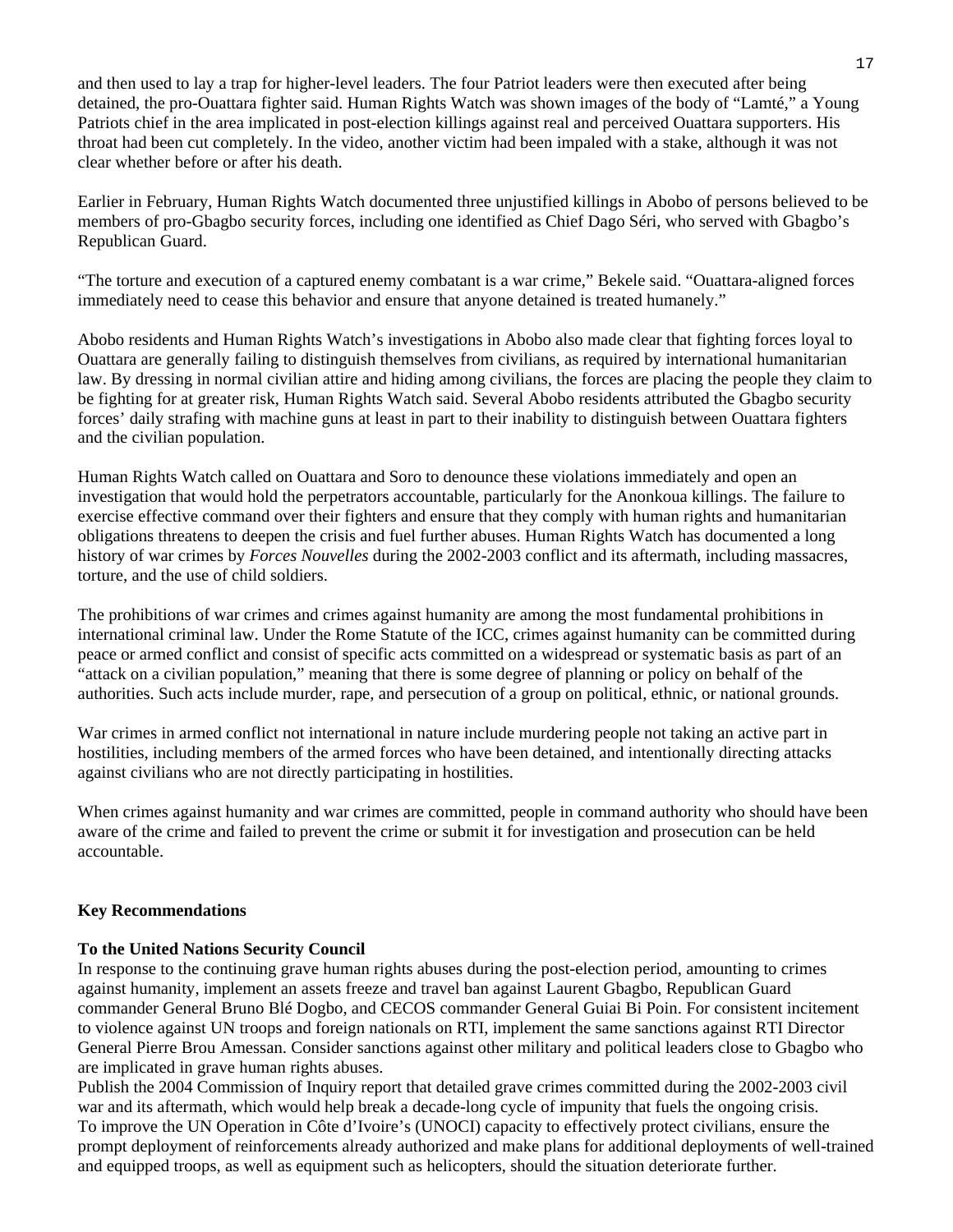and then used to lay a trap for higher-level leaders. The four Patriot leaders were then executed after being detained, the pro-Ouattara fighter said. Human Rights Watch was shown images of the body of "Lamté," a Young Patriots chief in the area implicated in post-election killings against real and perceived Ouattara supporters. His throat had been cut completely. In the video, another victim had been impaled with a stake, although it was not clear whether before or after his death.

Earlier in February, Human Rights Watch documented three unjustified killings in Abobo of persons believed to be members of pro-Gbagbo security forces, including one identified as Chief Dago Séri, who served with Gbagbo's Republican Guard.

"The torture and execution of a captured enemy combatant is a war crime," Bekele said. "Ouattara-aligned forces immediately need to cease this behavior and ensure that anyone detained is treated humanely."

Abobo residents and Human Rights Watch's investigations in Abobo also made clear that fighting forces loyal to Ouattara are generally failing to distinguish themselves from civilians, as required by international humanitarian law. By dressing in normal civilian attire and hiding among civilians, the forces are placing the people they claim to be fighting for at greater risk, Human Rights Watch said. Several Abobo residents attributed the Gbagbo security forces' daily strafing with machine guns at least in part to their inability to distinguish between Ouattara fighters and the civilian population.

Human Rights Watch called on Ouattara and Soro to denounce these violations immediately and open an investigation that would hold the perpetrators accountable, particularly for the Anonkoua killings. The failure to exercise effective command over their fighters and ensure that they comply with human rights and humanitarian obligations threatens to deepen the crisis and fuel further abuses. Human Rights Watch has documented a long history of war crimes by *Forces Nouvelles* during the 2002-2003 conflict and its aftermath, including massacres, torture, and the use of child soldiers.

The prohibitions of war crimes and crimes against humanity are among the most fundamental prohibitions in international criminal law. Under the Rome Statute of the ICC, crimes against humanity can be committed during peace or armed conflict and consist of specific acts committed on a widespread or systematic basis as part of an "attack on a civilian population," meaning that there is some degree of planning or policy on behalf of the authorities. Such acts include murder, rape, and persecution of a group on political, ethnic, or national grounds.

War crimes in armed conflict not international in nature include murdering people not taking an active part in hostilities, including members of the armed forces who have been detained, and intentionally directing attacks against civilians who are not directly participating in hostilities.

When crimes against humanity and war crimes are committed, people in command authority who should have been aware of the crime and failed to prevent the crime or submit it for investigation and prosecution can be held accountable.

**Key Recommendations**

**To the United Nations Security Council**

In response to the continuing grave human rights abuses during the post-election period, amounting to crimes against humanity, implement an assets freeze and travel ban against Laurent Gbagbo, Republican Guard commander General Bruno Blé Dogbo, and CECOS commander General Guiai Bi Poin. For consistent incitement to violence against UN troops and foreign nationals on RTI, implement the same sanctions against RTI Director General Pierre Brou Amessan. Consider sanctions against other military and political leaders close to Gbagbo who are implicated in grave human rights abuses.

Publish the 2004 Commission of Inquiry report that detailed grave crimes committed during the 2002-2003 civil war and its aftermath, which would help break a decade-long cycle of impunity that fuels the ongoing crisis.

To improve the UN Operation in Côte d'Ivoire's (UNOCI) capacity to effectively protect civilians, ensure the prompt deployment of reinforcements already authorized and make plans for additional deployments of well-trained and equipped troops, as well as equipment such as helicopters, should the situation deteriorate further.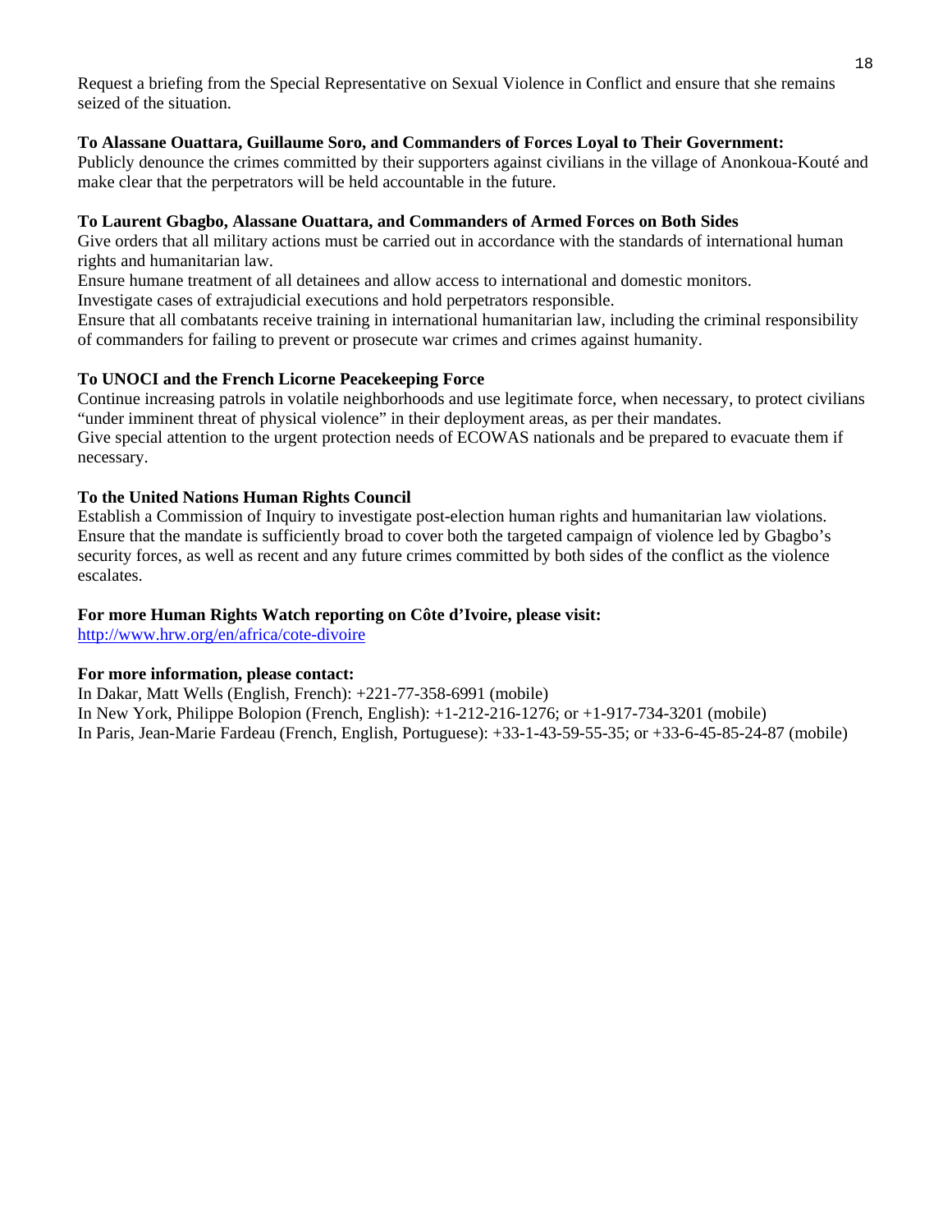Request a briefing from the Special Representative on Sexual Violence in Conflict and ensure that she remains seized of the situation.

**To Alassane Ouattara, Guillaume Soro, and Commanders of Forces Loyal to Their Government:**
Publicly denounce the crimes committed by their supporters against civilians in the village of Anonkoua-Kouté and make clear that the perpetrators will be held accountable in the future.

**To Laurent Gbagbo, Alassane Ouattara, and Commanders of Armed Forces on Both Sides**
Give orders that all military actions must be carried out in accordance with the standards of international human rights and humanitarian law.
Ensure humane treatment of all detainees and allow access to international and domestic monitors.
Investigate cases of extrajudicial executions and hold perpetrators responsible.
Ensure that all combatants receive training in international humanitarian law, including the criminal responsibility of commanders for failing to prevent or prosecute war crimes and crimes against humanity.

**To UNOCI and the French Licorne Peacekeeping Force**
Continue increasing patrols in volatile neighborhoods and use legitimate force, when necessary, to protect civilians "under imminent threat of physical violence" in their deployment areas, as per their mandates.
Give special attention to the urgent protection needs of ECOWAS nationals and be prepared to evacuate them if necessary.

**To the United Nations Human Rights Council**
Establish a Commission of Inquiry to investigate post-election human rights and humanitarian law violations. Ensure that the mandate is sufficiently broad to cover both the targeted campaign of violence led by Gbagbo's security forces, as well as recent and any future crimes committed by both sides of the conflict as the violence escalates.

**For more Human Rights Watch reporting on Côte d'Ivoire, please visit:**
http://www.hrw.org/en/africa/cote-divoire

**For more information, please contact:**
In Dakar, Matt Wells (English, French): +221-77-358-6991 (mobile)
In New York, Philippe Bolopion (French, English): +1-212-216-1276; or +1-917-734-3201 (mobile)
In Paris, Jean-Marie Fardeau (French, English, Portuguese): +33-1-43-59-55-35; or +33-6-45-85-24-87 (mobile)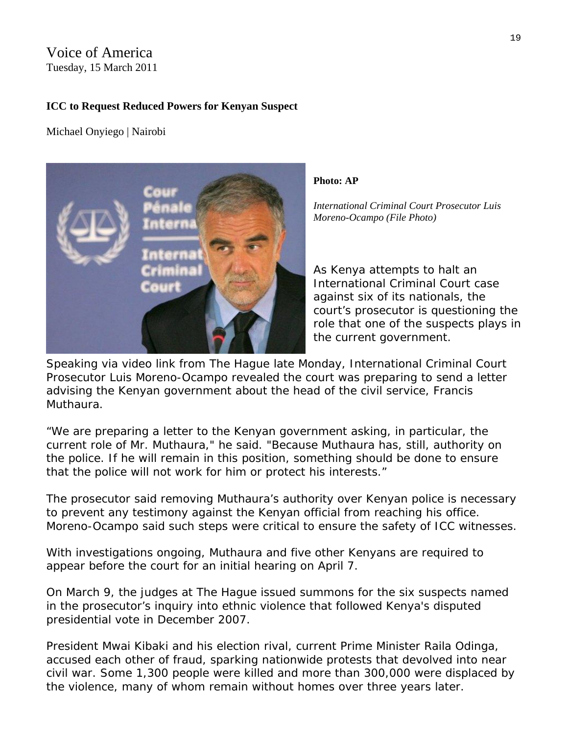Voice of America
Tuesday, 15 March 2011

**ICC to Request Reduced Powers for Kenyan Suspect**

Michael Onyiego | Nairobi

**Photo: AP**

*International Criminal Court Prosecutor Luis Moreno-Ocampo (File Photo)*

As Kenya attempts to halt an International Criminal Court case against six of its nationals, the court's prosecutor is questioning the role that one of the suspects plays in the current government.

Speaking via video link from The Hague late Monday, International Criminal Court Prosecutor Luis Moreno-Ocampo revealed the court was preparing to send a letter advising the Kenyan government about the head of the civil service, Francis Muthaura.

"We are preparing a letter to the Kenyan government asking, in particular, the current role of Mr. Muthaura," he said. "Because Muthaura has, still, authority on the police. If he will remain in this position, something should be done to ensure that the police will not work for him or protect his interests."

The prosecutor said removing Muthaura's authority over Kenyan police is necessary to prevent any testimony against the Kenyan official from reaching his office. Moreno-Ocampo said such steps were critical to ensure the safety of ICC witnesses.

With investigations ongoing, Muthaura and five other Kenyans are required to appear before the court for an initial hearing on April 7.

On March 9, the judges at The Hague issued summons for the six suspects named in the prosecutor's inquiry into ethnic violence that followed Kenya's disputed presidential vote in December 2007.

President Mwai Kibaki and his election rival, current Prime Minister Raila Odinga, accused each other of fraud, sparking nationwide protests that devolved into near civil war. Some 1,300 people were killed and more than 300,000 were displaced by the violence, many of whom remain without homes over three years later.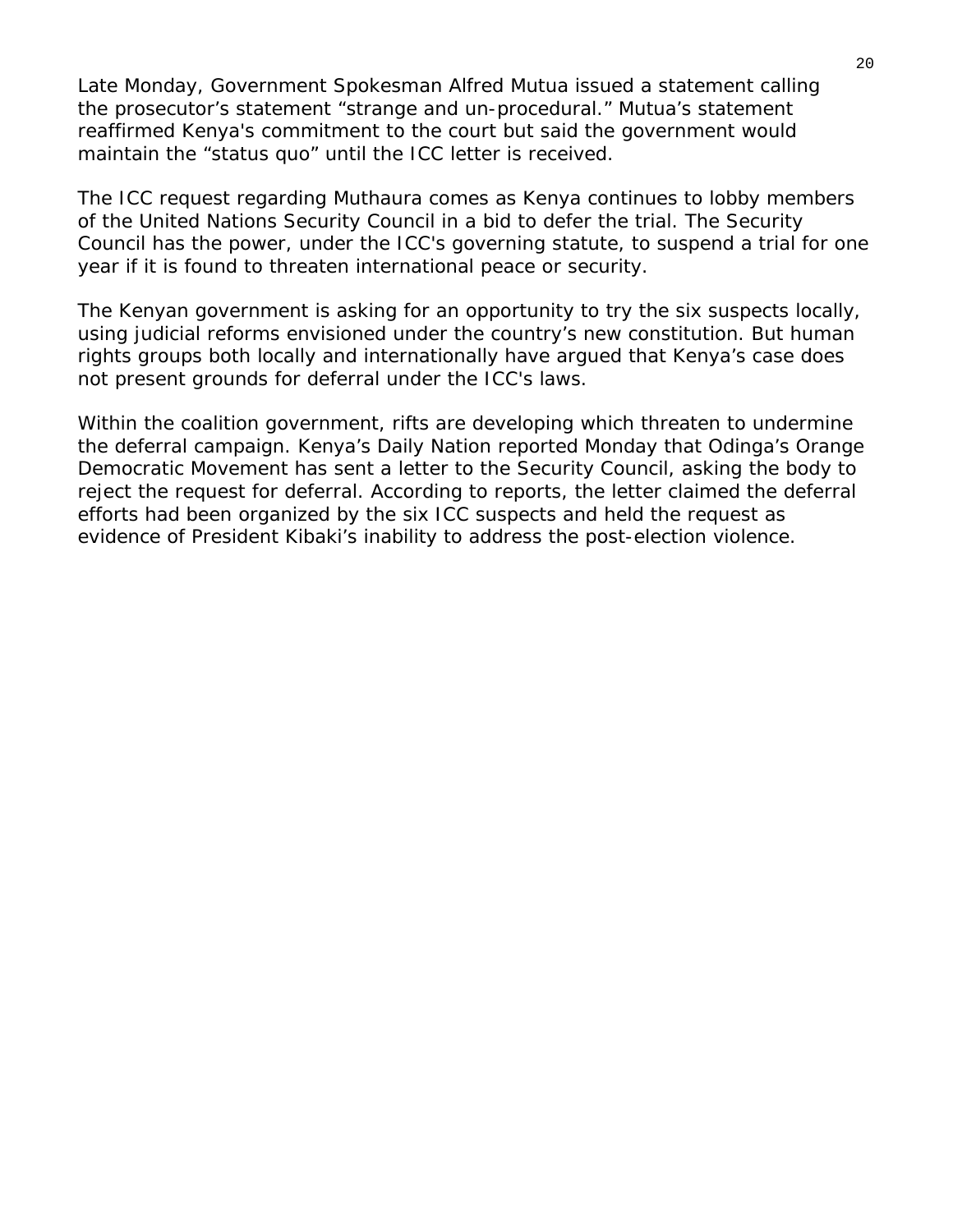Late Monday, Government Spokesman Alfred Mutua issued a statement calling the prosecutor's statement "strange and un-procedural." Mutua's statement reaffirmed Kenya's commitment to the court but said the government would maintain the "status quo" until the ICC letter is received.

The ICC request regarding Muthaura comes as Kenya continues to lobby members of the United Nations Security Council in a bid to defer the trial. The Security Council has the power, under the ICC's governing statute, to suspend a trial for one year if it is found to threaten international peace or security.

The Kenyan government is asking for an opportunity to try the six suspects locally, using judicial reforms envisioned under the country's new constitution. But human rights groups both locally and internationally have argued that Kenya's case does not present grounds for deferral under the ICC's laws.

Within the coalition government, rifts are developing which threaten to undermine the deferral campaign. Kenya's Daily Nation reported Monday that Odinga's Orange Democratic Movement has sent a letter to the Security Council, asking the body to reject the request for deferral. According to reports, the letter claimed the deferral efforts had been organized by the six ICC suspects and held the request as evidence of President Kibaki's inability to address the post-election violence.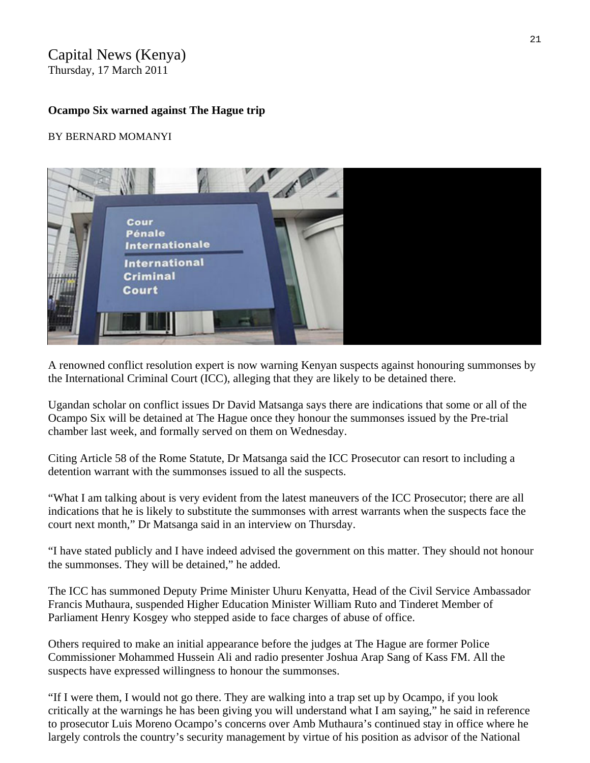Capital News (Kenya)
Thursday, 17 March 2011

**Ocampo Six warned against The Hague trip**

BY BERNARD MOMANYI

A renowned conflict resolution expert is now warning Kenyan suspects against honouring summonses by the International Criminal Court (ICC), alleging that they are likely to be detained there.

Ugandan scholar on conflict issues Dr David Matsanga says there are indications that some or all of the Ocampo Six will be detained at The Hague once they honour the summonses issued by the Pre-trial chamber last week, and formally served on them on Wednesday.

Citing Article 58 of the Rome Statute, Dr Matsanga said the ICC Prosecutor can resort to including a detention warrant with the summonses issued to all the suspects.

"What I am talking about is very evident from the latest maneuvers of the ICC Prosecutor; there are all indications that he is likely to substitute the summonses with arrest warrants when the suspects face the court next month," Dr Matsanga said in an interview on Thursday.

"I have stated publicly and I have indeed advised the government on this matter. They should not honour the summonses. They will be detained," he added.

The ICC has summoned Deputy Prime Minister Uhuru Kenyatta, Head of the Civil Service Ambassador Francis Muthaura, suspended Higher Education Minister William Ruto and Tinderet Member of Parliament Henry Kosgey who stepped aside to face charges of abuse of office.

Others required to make an initial appearance before the judges at The Hague are former Police Commissioner Mohammed Hussein Ali and radio presenter Joshua Arap Sang of Kass FM. All the suspects have expressed willingness to honour the summonses.

"If I were them, I would not go there. They are walking into a trap set up by Ocampo, if you look critically at the warnings he has been giving you will understand what I am saying," he said in reference to prosecutor Luis Moreno Ocampo's concerns over Amb Muthaura's continued stay in office where he largely controls the country's security management by virtue of his position as advisor of the National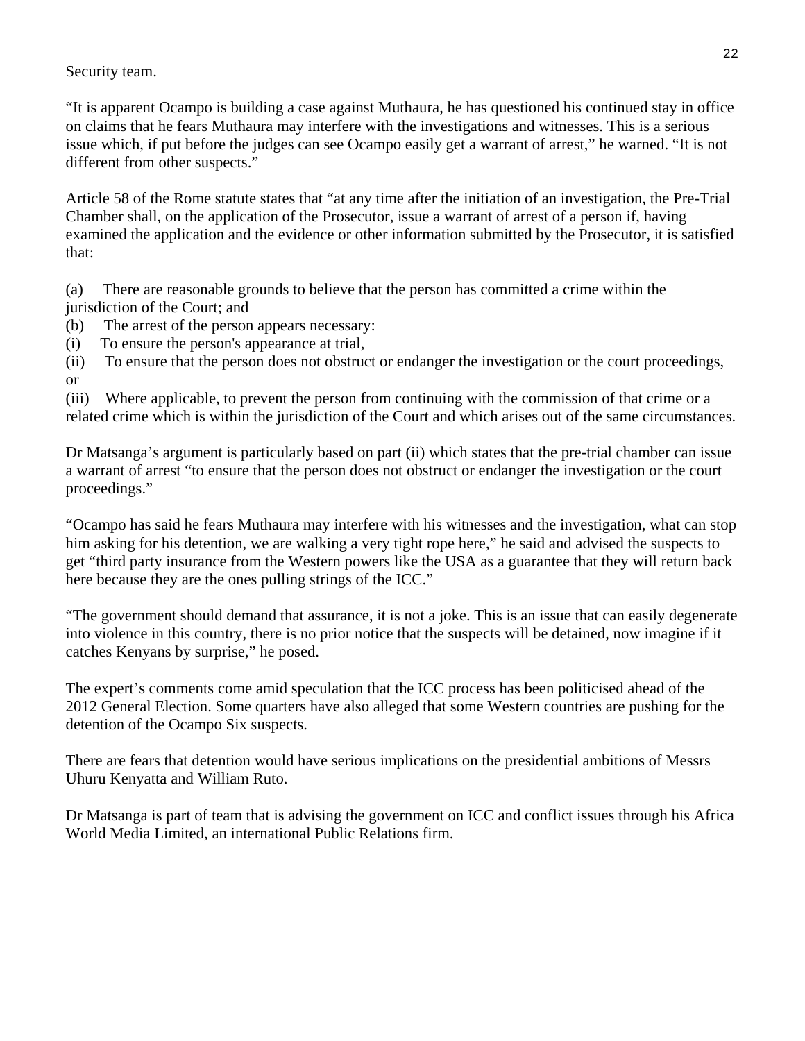Security team.

"It is apparent Ocampo is building a case against Muthaura, he has questioned his continued stay in office on claims that he fears Muthaura may interfere with the investigations and witnesses. This is a serious issue which, if put before the judges can see Ocampo easily get a warrant of arrest," he warned. "It is not different from other suspects."

Article 58 of the Rome statute states that "at any time after the initiation of an investigation, the Pre-Trial Chamber shall, on the application of the Prosecutor, issue a warrant of arrest of a person if, having examined the application and the evidence or other information submitted by the Prosecutor, it is satisfied that:

(a) There are reasonable grounds to believe that the person has committed a crime within the jurisdiction of the Court; and
(b) The arrest of the person appears necessary:
(i) To ensure the person's appearance at trial,
(ii) To ensure that the person does not obstruct or endanger the investigation or the court proceedings, or
(iii) Where applicable, to prevent the person from continuing with the commission of that crime or a related crime which is within the jurisdiction of the Court and which arises out of the same circumstances.

Dr Matsanga's argument is particularly based on part (ii) which states that the pre-trial chamber can issue a warrant of arrest "to ensure that the person does not obstruct or endanger the investigation or the court proceedings."

"Ocampo has said he fears Muthaura may interfere with his witnesses and the investigation, what can stop him asking for his detention, we are walking a very tight rope here," he said and advised the suspects to get "third party insurance from the Western powers like the USA as a guarantee that they will return back here because they are the ones pulling strings of the ICC."

"The government should demand that assurance, it is not a joke. This is an issue that can easily degenerate into violence in this country, there is no prior notice that the suspects will be detained, now imagine if it catches Kenyans by surprise," he posed.

The expert's comments come amid speculation that the ICC process has been politicised ahead of the 2012 General Election. Some quarters have also alleged that some Western countries are pushing for the detention of the Ocampo Six suspects.

There are fears that detention would have serious implications on the presidential ambitions of Messrs Uhuru Kenyatta and William Ruto.

Dr Matsanga is part of team that is advising the government on ICC and conflict issues through his Africa World Media Limited, an international Public Relations firm.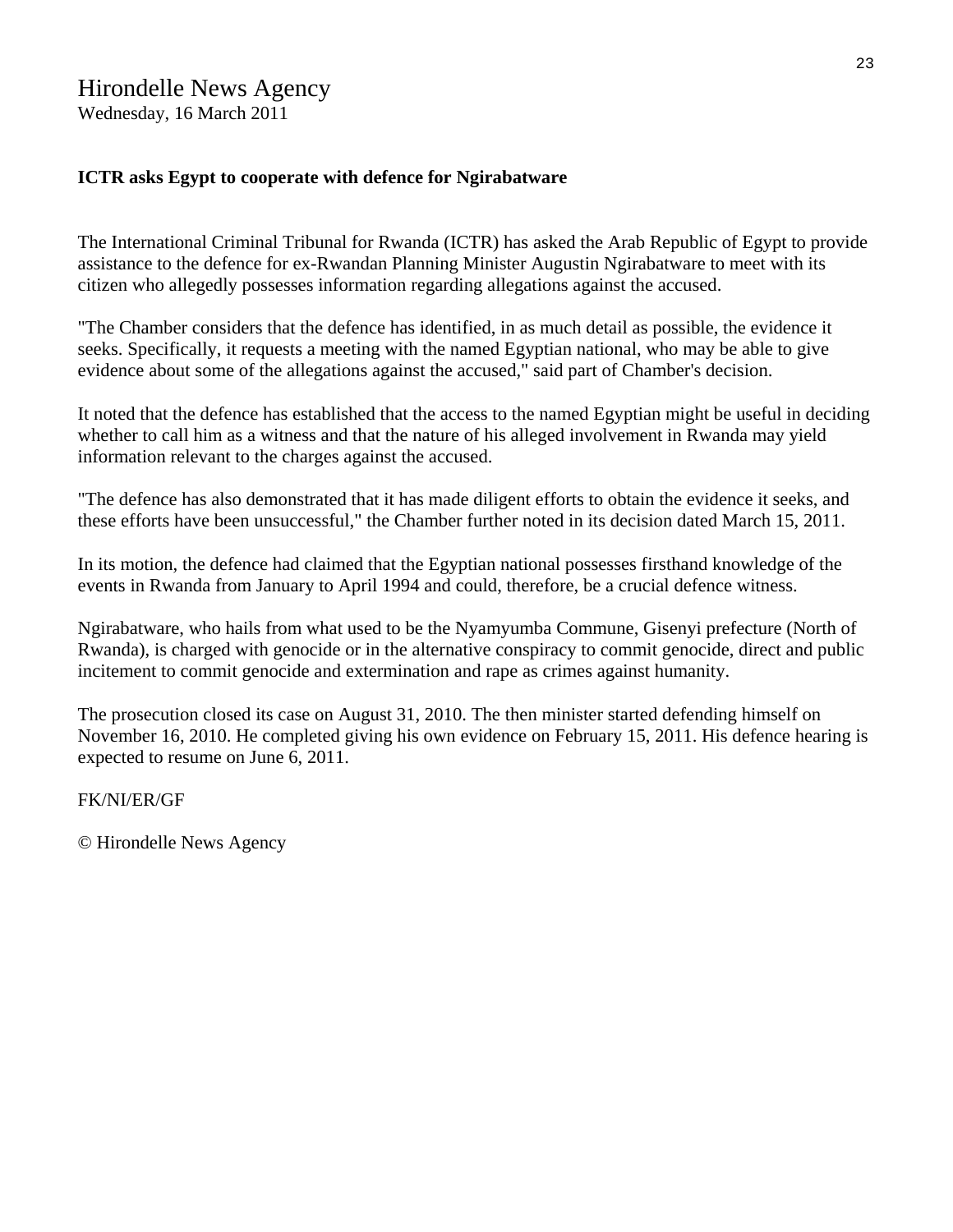Hirondelle News Agency
Wednesday, 16 March 2011

**ICTR asks Egypt to cooperate with defence for Ngirabatware**

The International Criminal Tribunal for Rwanda (ICTR) has asked the Arab Republic of Egypt to provide assistance to the defence for ex-Rwandan Planning Minister Augustin Ngirabatware to meet with its citizen who allegedly possesses information regarding allegations against the accused.

"The Chamber considers that the defence has identified, in as much detail as possible, the evidence it seeks. Specifically, it requests a meeting with the named Egyptian national, who may be able to give evidence about some of the allegations against the accused," said part of Chamber's decision.

It noted that the defence has established that the access to the named Egyptian might be useful in deciding whether to call him as a witness and that the nature of his alleged involvement in Rwanda may yield information relevant to the charges against the accused.

"The defence has also demonstrated that it has made diligent efforts to obtain the evidence it seeks, and these efforts have been unsuccessful," the Chamber further noted in its decision dated March 15, 2011.

In its motion, the defence had claimed that the Egyptian national possesses firsthand knowledge of the events in Rwanda from January to April 1994 and could, therefore, be a crucial defence witness.

Ngirabatware, who hails from what used to be the Nyamyumba Commune, Gisenyi prefecture (North of Rwanda), is charged with genocide or in the alternative conspiracy to commit genocide, direct and public incitement to commit genocide and extermination and rape as crimes against humanity.

The prosecution closed its case on August 31, 2010. The then minister started defending himself on November 16, 2010. He completed giving his own evidence on February 15, 2011. His defence hearing is expected to resume on June 6, 2011.

FK/NI/ER/GF

© Hirondelle News Agency